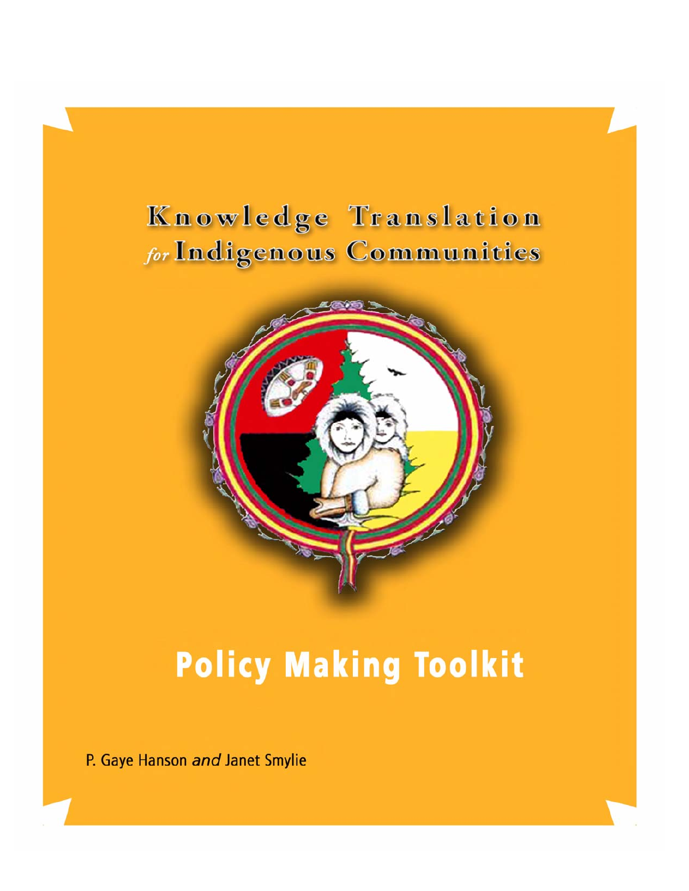# Knowledge Translation *for* Indigenous Communities

# Policy Making Toolkit

P. Gaye Hanson *and* Janet Smylie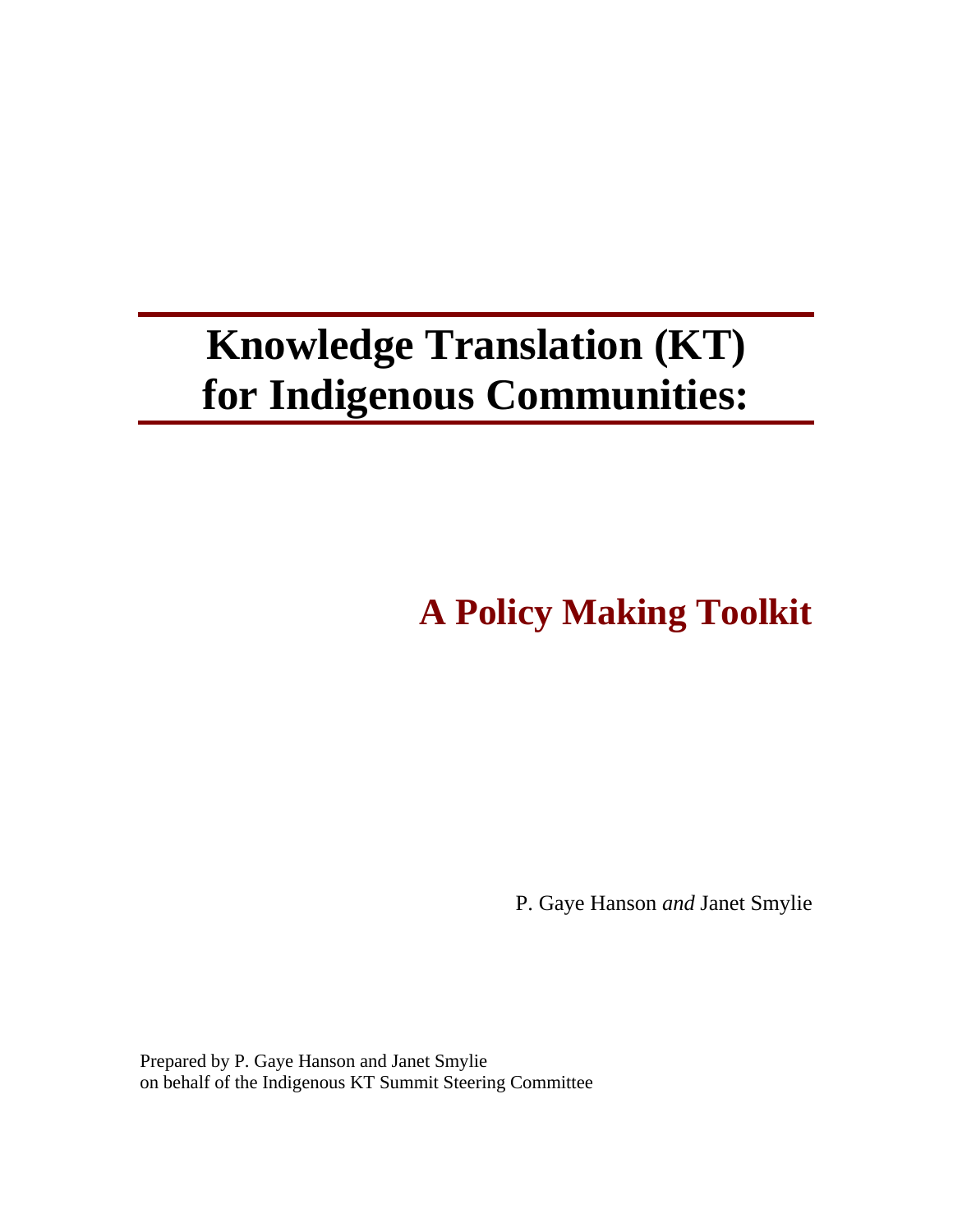# Knowledge Translation (KT) for Indigenous Communities:

## A Policy Making Toolkit

P. Gaye Hanson *and* Janet Smylie

Prepared by P. Gaye Hanson and Janet Smylie
on behalf of the Indigenous KT Summit Steering Committee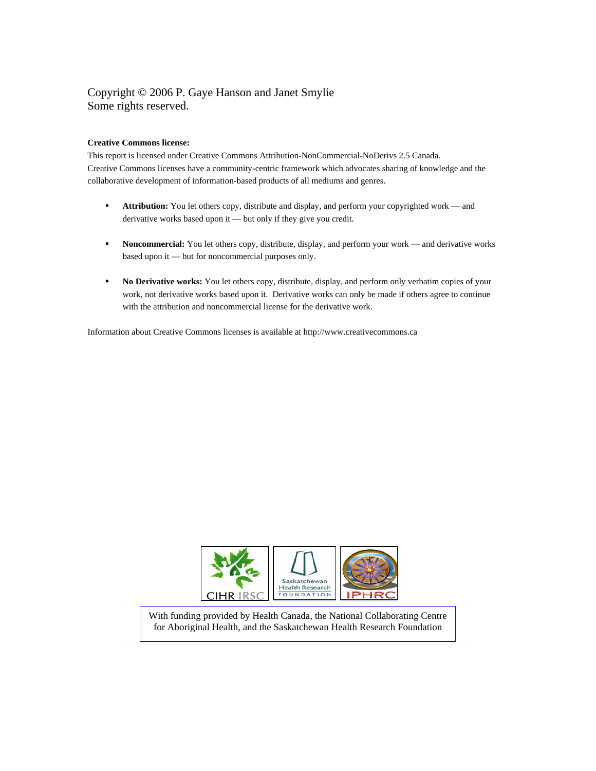Copyright © 2006 P. Gaye Hanson and Janet Smylie
Some rights reserved.

**Creative Commons license:**
This report is licensed under Creative Commons Attribution-NonCommercial-NoDerivs 2.5 Canada. Creative Commons licenses have a community-centric framework which advocates sharing of knowledge and the collaborative development of information-based products of all mediums and genres.

- **Attribution:** You let others copy, distribute and display, and perform your copyrighted work — and derivative works based upon it — but only if they give you credit.

- **Noncommercial:** You let others copy, distribute, display, and perform your work — and derivative works based upon it — but for noncommercial purposes only.

- **No Derivative works:** You let others copy, distribute, display, and perform only verbatim copies of your work, not derivative works based upon it. Derivative works can only be made if others agree to continue with the attribution and noncommercial license for the derivative work.

Information about Creative Commons licenses is available at http://www.creativecommons.ca

CIHR IRSC | Saskatchewan Health Research Foundation | IPHRC

With funding provided by Health Canada, the National Collaborating Centre for Aboriginal Health, and the Saskatchewan Health Research Foundation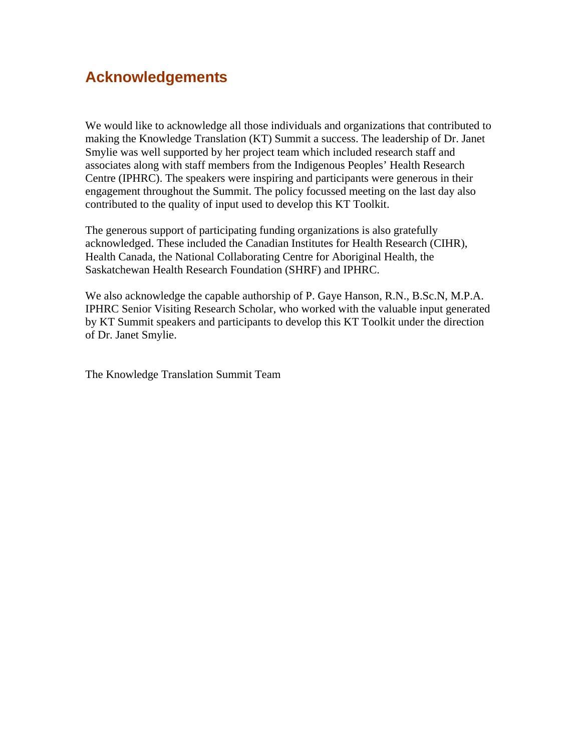## Acknowledgements

We would like to acknowledge all those individuals and organizations that contributed to making the Knowledge Translation (KT) Summit a success. The leadership of Dr. Janet Smylie was well supported by her project team which included research staff and associates along with staff members from the Indigenous Peoples' Health Research Centre (IPHRC). The speakers were inspiring and participants were generous in their engagement throughout the Summit. The policy focussed meeting on the last day also contributed to the quality of input used to develop this KT Toolkit.

The generous support of participating funding organizations is also gratefully acknowledged. These included the Canadian Institutes for Health Research (CIHR), Health Canada, the National Collaborating Centre for Aboriginal Health, the Saskatchewan Health Research Foundation (SHRF) and IPHRC.

We also acknowledge the capable authorship of P. Gaye Hanson, R.N., B.Sc.N, M.P.A. IPHRC Senior Visiting Research Scholar, who worked with the valuable input generated by KT Summit speakers and participants to develop this KT Toolkit under the direction of Dr. Janet Smylie.

The Knowledge Translation Summit Team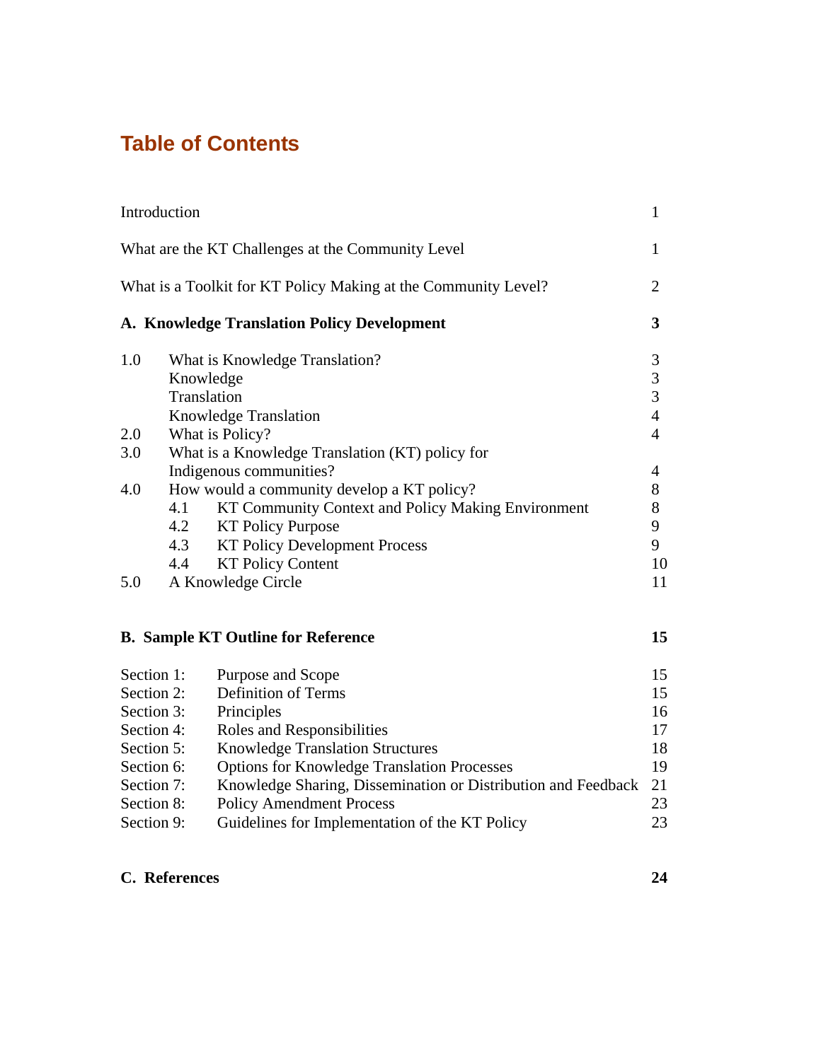# Table of Contents

| | | |
|---|---|---|
| Introduction | | 1 |
| What are the KT Challenges at the Community Level | | 1 |
| What is a Toolkit for KT Policy Making at the Community Level? | | 2 |
| **A. Knowledge Translation Policy Development** | | **3** |
| 1.0 | What is Knowledge Translation? | 3 |
| | Knowledge | 3 |
| | Translation | 3 |
| | Knowledge Translation | 4 |
| 2.0 | What is Policy? | 4 |
| 3.0 | What is a Knowledge Translation (KT) policy for Indigenous communities? | 4 |
| 4.0 | How would a community develop a KT policy? | 8 |
| | 4.1 KT Community Context and Policy Making Environment | 8 |
| | 4.2 KT Policy Purpose | 9 |
| | 4.3 KT Policy Development Process | 9 |
| | 4.4 KT Policy Content | 10 |
| 5.0 | A Knowledge Circle | 11 |
| **B. Sample KT Outline for Reference** | | **15** |
| Section 1: | Purpose and Scope | 15 |
| Section 2: | Definition of Terms | 15 |
| Section 3: | Principles | 16 |
| Section 4: | Roles and Responsibilities | 17 |
| Section 5: | Knowledge Translation Structures | 18 |
| Section 6: | Options for Knowledge Translation Processes | 19 |
| Section 7: | Knowledge Sharing, Dissemination or Distribution and Feedback | 21 |
| Section 8: | Policy Amendment Process | 23 |
| Section 9: | Guidelines for Implementation of the KT Policy | 23 |
| **C. References** | | **24** |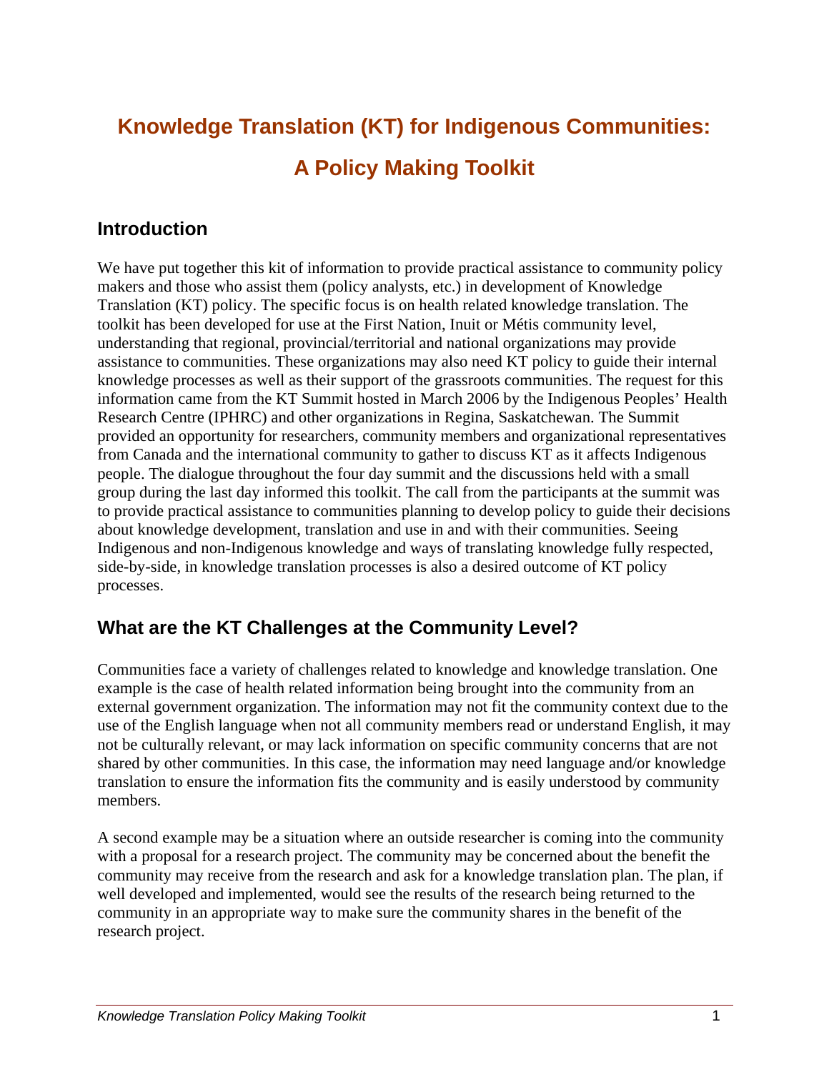# Knowledge Translation (KT) for Indigenous Communities: A Policy Making Toolkit

## Introduction

We have put together this kit of information to provide practical assistance to community policy makers and those who assist them (policy analysts, etc.) in development of Knowledge Translation (KT) policy. The specific focus is on health related knowledge translation. The toolkit has been developed for use at the First Nation, Inuit or Métis community level, understanding that regional, provincial/territorial and national organizations may provide assistance to communities. These organizations may also need KT policy to guide their internal knowledge processes as well as their support of the grassroots communities. The request for this information came from the KT Summit hosted in March 2006 by the Indigenous Peoples' Health Research Centre (IPHRC) and other organizations in Regina, Saskatchewan. The Summit provided an opportunity for researchers, community members and organizational representatives from Canada and the international community to gather to discuss KT as it affects Indigenous people. The dialogue throughout the four day summit and the discussions held with a small group during the last day informed this toolkit. The call from the participants at the summit was to provide practical assistance to communities planning to develop policy to guide their decisions about knowledge development, translation and use in and with their communities. Seeing Indigenous and non-Indigenous knowledge and ways of translating knowledge fully respected, side-by-side, in knowledge translation processes is also a desired outcome of KT policy processes.

## What are the KT Challenges at the Community Level?

Communities face a variety of challenges related to knowledge and knowledge translation. One example is the case of health related information being brought into the community from an external government organization. The information may not fit the community context due to the use of the English language when not all community members read or understand English, it may not be culturally relevant, or may lack information on specific community concerns that are not shared by other communities. In this case, the information may need language and/or knowledge translation to ensure the information fits the community and is easily understood by community members.

A second example may be a situation where an outside researcher is coming into the community with a proposal for a research project. The community may be concerned about the benefit the community may receive from the research and ask for a knowledge translation plan. The plan, if well developed and implemented, would see the results of the research being returned to the community in an appropriate way to make sure the community shares in the benefit of the research project.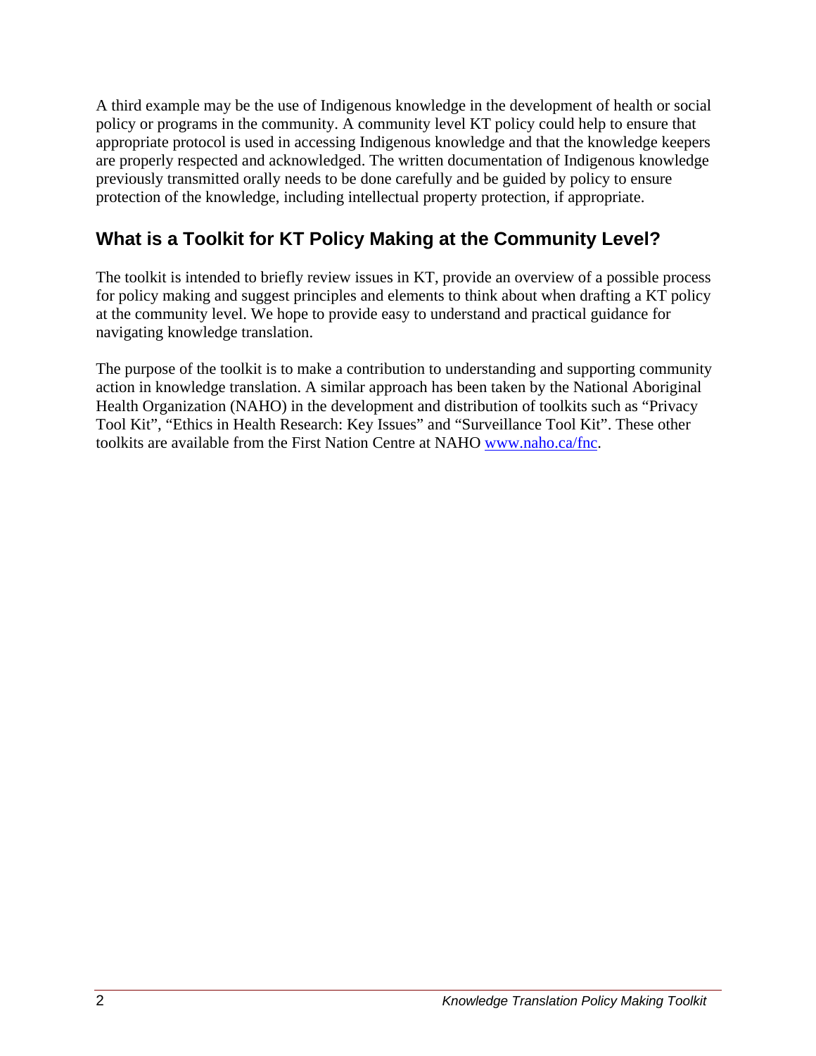A third example may be the use of Indigenous knowledge in the development of health or social policy or programs in the community. A community level KT policy could help to ensure that appropriate protocol is used in accessing Indigenous knowledge and that the knowledge keepers are properly respected and acknowledged. The written documentation of Indigenous knowledge previously transmitted orally needs to be done carefully and be guided by policy to ensure protection of the knowledge, including intellectual property protection, if appropriate.

## What is a Toolkit for KT Policy Making at the Community Level?

The toolkit is intended to briefly review issues in KT, provide an overview of a possible process for policy making and suggest principles and elements to think about when drafting a KT policy at the community level. We hope to provide easy to understand and practical guidance for navigating knowledge translation.

The purpose of the toolkit is to make a contribution to understanding and supporting community action in knowledge translation. A similar approach has been taken by the National Aboriginal Health Organization (NAHO) in the development and distribution of toolkits such as "Privacy Tool Kit", "Ethics in Health Research: Key Issues" and "Surveillance Tool Kit". These other toolkits are available from the First Nation Centre at NAHO www.naho.ca/fnc.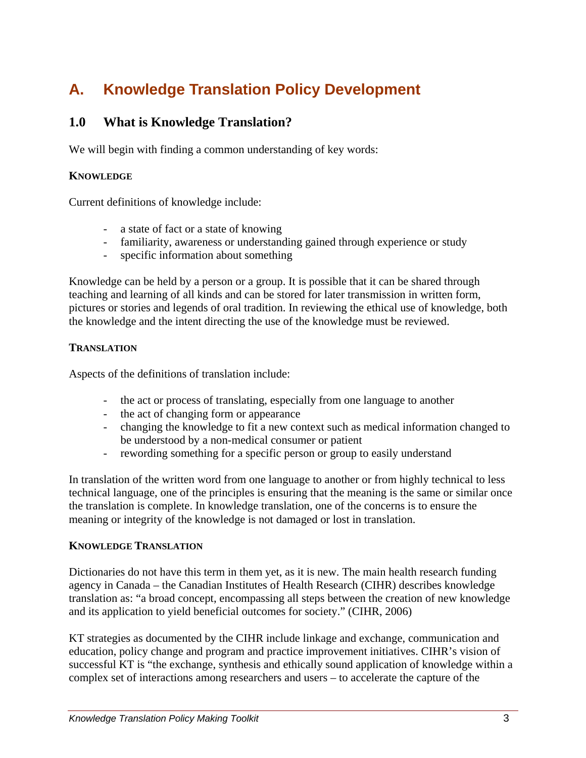# A. Knowledge Translation Policy Development

## 1.0 What is Knowledge Translation?

We will begin with finding a common understanding of key words:

### KNOWLEDGE

Current definitions of knowledge include:

- a state of fact or a state of knowing
- familiarity, awareness or understanding gained through experience or study
- specific information about something

Knowledge can be held by a person or a group. It is possible that it can be shared through teaching and learning of all kinds and can be stored for later transmission in written form, pictures or stories and legends of oral tradition. In reviewing the ethical use of knowledge, both the knowledge and the intent directing the use of the knowledge must be reviewed.

### TRANSLATION

Aspects of the definitions of translation include:

- the act or process of translating, especially from one language to another
- the act of changing form or appearance
- changing the knowledge to fit a new context such as medical information changed to be understood by a non-medical consumer or patient
- rewording something for a specific person or group to easily understand

In translation of the written word from one language to another or from highly technical to less technical language, one of the principles is ensuring that the meaning is the same or similar once the translation is complete. In knowledge translation, one of the concerns is to ensure the meaning or integrity of the knowledge is not damaged or lost in translation.

### KNOWLEDGE TRANSLATION

Dictionaries do not have this term in them yet, as it is new. The main health research funding agency in Canada – the Canadian Institutes of Health Research (CIHR) describes knowledge translation as: "a broad concept, encompassing all steps between the creation of new knowledge and its application to yield beneficial outcomes for society." (CIHR, 2006)

KT strategies as documented by the CIHR include linkage and exchange, communication and education, policy change and program and practice improvement initiatives. CIHR's vision of successful KT is "the exchange, synthesis and ethically sound application of knowledge within a complex set of interactions among researchers and users – to accelerate the capture of the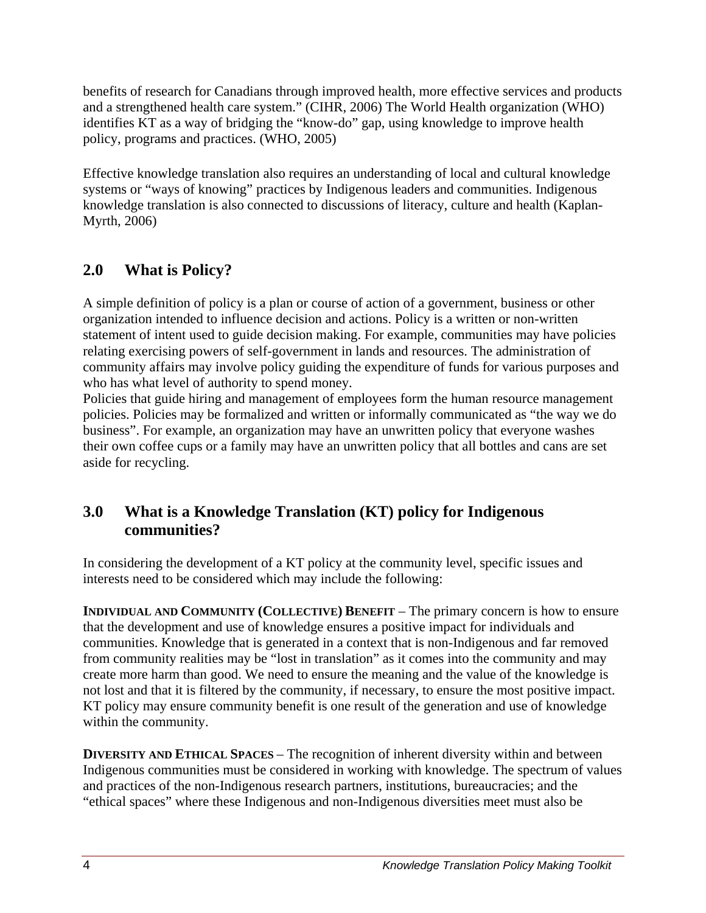benefits of research for Canadians through improved health, more effective services and products and a strengthened health care system." (CIHR, 2006) The World Health organization (WHO) identifies KT as a way of bridging the "know-do" gap, using knowledge to improve health policy, programs and practices. (WHO, 2005)

Effective knowledge translation also requires an understanding of local and cultural knowledge systems or "ways of knowing" practices by Indigenous leaders and communities. Indigenous knowledge translation is also connected to discussions of literacy, culture and health (Kaplan-Myrth, 2006)

## 2.0 What is Policy?

A simple definition of policy is a plan or course of action of a government, business or other organization intended to influence decision and actions. Policy is a written or non-written statement of intent used to guide decision making. For example, communities may have policies relating exercising powers of self-government in lands and resources. The administration of community affairs may involve policy guiding the expenditure of funds for various purposes and who has what level of authority to spend money.
Policies that guide hiring and management of employees form the human resource management policies. Policies may be formalized and written or informally communicated as "the way we do business". For example, an organization may have an unwritten policy that everyone washes their own coffee cups or a family may have an unwritten policy that all bottles and cans are set aside for recycling.

## 3.0 What is a Knowledge Translation (KT) policy for Indigenous communities?

In considering the development of a KT policy at the community level, specific issues and interests need to be considered which may include the following:

**INDIVIDUAL AND COMMUNITY (COLLECTIVE) BENEFIT** – The primary concern is how to ensure that the development and use of knowledge ensures a positive impact for individuals and communities. Knowledge that is generated in a context that is non-Indigenous and far removed from community realities may be "lost in translation" as it comes into the community and may create more harm than good. We need to ensure the meaning and the value of the knowledge is not lost and that it is filtered by the community, if necessary, to ensure the most positive impact. KT policy may ensure community benefit is one result of the generation and use of knowledge within the community.

**DIVERSITY AND ETHICAL SPACES** – The recognition of inherent diversity within and between Indigenous communities must be considered in working with knowledge. The spectrum of values and practices of the non-Indigenous research partners, institutions, bureaucracies; and the "ethical spaces" where these Indigenous and non-Indigenous diversities meet must also be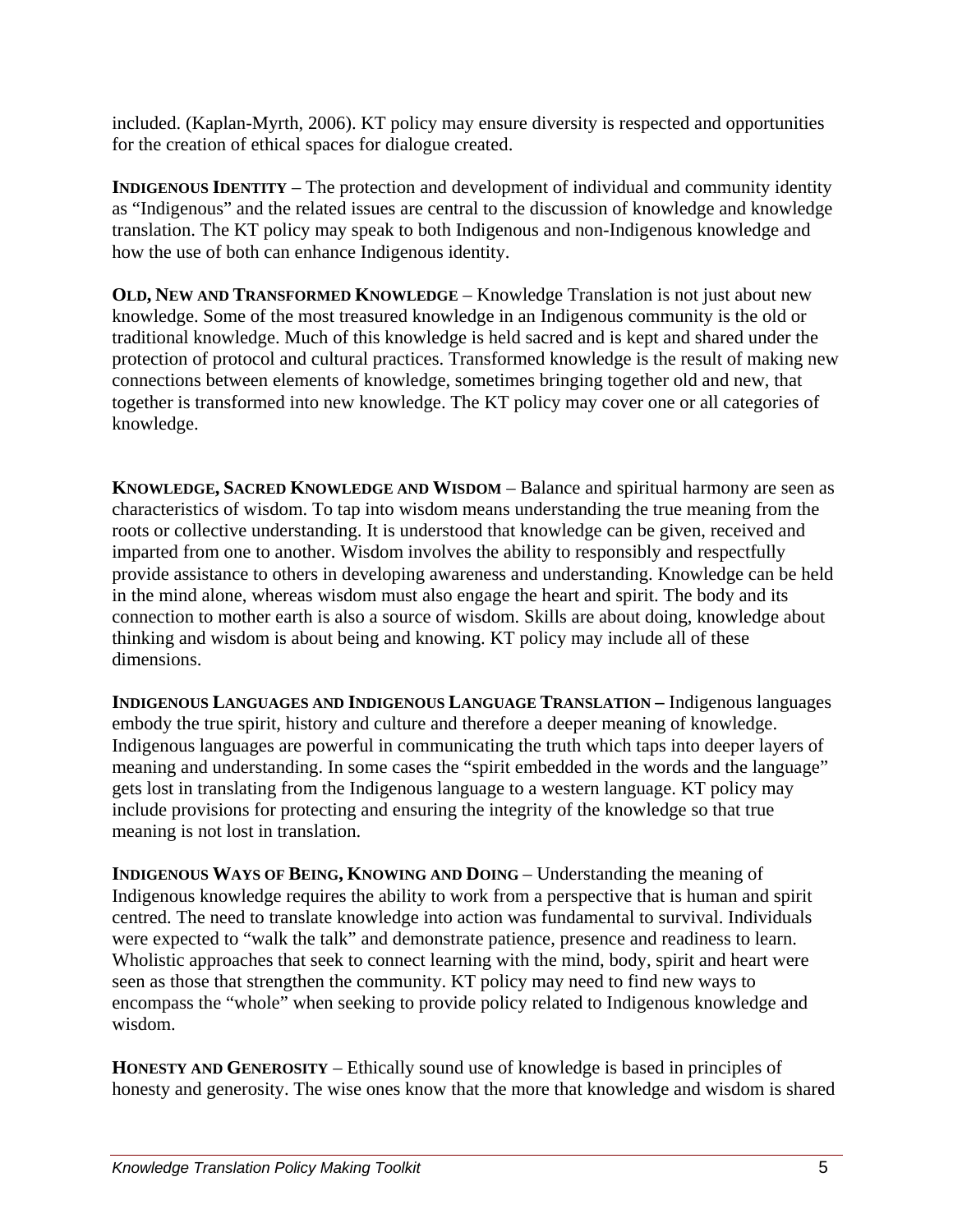included. (Kaplan-Myrth, 2006). KT policy may ensure diversity is respected and opportunities for the creation of ethical spaces for dialogue created.

**INDIGENOUS IDENTITY** – The protection and development of individual and community identity as "Indigenous" and the related issues are central to the discussion of knowledge and knowledge translation. The KT policy may speak to both Indigenous and non-Indigenous knowledge and how the use of both can enhance Indigenous identity.

**OLD, NEW AND TRANSFORMED KNOWLEDGE** – Knowledge Translation is not just about new knowledge. Some of the most treasured knowledge in an Indigenous community is the old or traditional knowledge. Much of this knowledge is held sacred and is kept and shared under the protection of protocol and cultural practices. Transformed knowledge is the result of making new connections between elements of knowledge, sometimes bringing together old and new, that together is transformed into new knowledge. The KT policy may cover one or all categories of knowledge.

**KNOWLEDGE, SACRED KNOWLEDGE AND WISDOM** – Balance and spiritual harmony are seen as characteristics of wisdom. To tap into wisdom means understanding the true meaning from the roots or collective understanding. It is understood that knowledge can be given, received and imparted from one to another. Wisdom involves the ability to responsibly and respectfully provide assistance to others in developing awareness and understanding. Knowledge can be held in the mind alone, whereas wisdom must also engage the heart and spirit. The body and its connection to mother earth is also a source of wisdom. Skills are about doing, knowledge about thinking and wisdom is about being and knowing. KT policy may include all of these dimensions.

**INDIGENOUS LANGUAGES AND INDIGENOUS LANGUAGE TRANSLATION –** Indigenous languages embody the true spirit, history and culture and therefore a deeper meaning of knowledge. Indigenous languages are powerful in communicating the truth which taps into deeper layers of meaning and understanding. In some cases the "spirit embedded in the words and the language" gets lost in translating from the Indigenous language to a western language. KT policy may include provisions for protecting and ensuring the integrity of the knowledge so that true meaning is not lost in translation.

**INDIGENOUS WAYS OF BEING, KNOWING AND DOING** – Understanding the meaning of Indigenous knowledge requires the ability to work from a perspective that is human and spirit centred. The need to translate knowledge into action was fundamental to survival. Individuals were expected to "walk the talk" and demonstrate patience, presence and readiness to learn. Wholistic approaches that seek to connect learning with the mind, body, spirit and heart were seen as those that strengthen the community. KT policy may need to find new ways to encompass the "whole" when seeking to provide policy related to Indigenous knowledge and wisdom.

**HONESTY AND GENEROSITY** – Ethically sound use of knowledge is based in principles of honesty and generosity. The wise ones know that the more that knowledge and wisdom is shared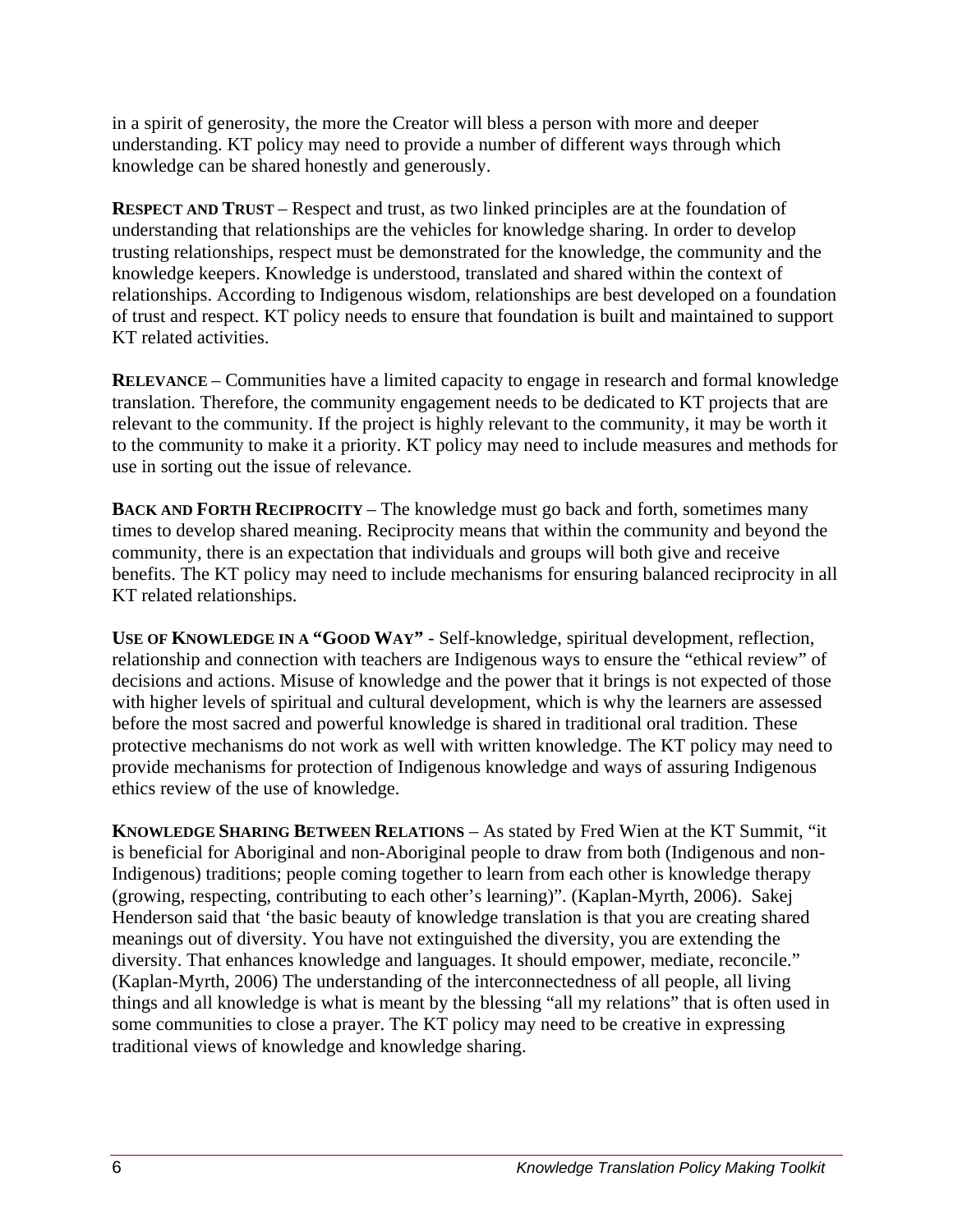in a spirit of generosity, the more the Creator will bless a person with more and deeper understanding. KT policy may need to provide a number of different ways through which knowledge can be shared honestly and generously.

**RESPECT AND TRUST** – Respect and trust, as two linked principles are at the foundation of understanding that relationships are the vehicles for knowledge sharing. In order to develop trusting relationships, respect must be demonstrated for the knowledge, the community and the knowledge keepers. Knowledge is understood, translated and shared within the context of relationships. According to Indigenous wisdom, relationships are best developed on a foundation of trust and respect. KT policy needs to ensure that foundation is built and maintained to support KT related activities.

**RELEVANCE** – Communities have a limited capacity to engage in research and formal knowledge translation. Therefore, the community engagement needs to be dedicated to KT projects that are relevant to the community. If the project is highly relevant to the community, it may be worth it to the community to make it a priority. KT policy may need to include measures and methods for use in sorting out the issue of relevance.

**BACK AND FORTH RECIPROCITY** – The knowledge must go back and forth, sometimes many times to develop shared meaning. Reciprocity means that within the community and beyond the community, there is an expectation that individuals and groups will both give and receive benefits. The KT policy may need to include mechanisms for ensuring balanced reciprocity in all KT related relationships.

**USE OF KNOWLEDGE IN A "GOOD WAY"** - Self-knowledge, spiritual development, reflection, relationship and connection with teachers are Indigenous ways to ensure the "ethical review" of decisions and actions. Misuse of knowledge and the power that it brings is not expected of those with higher levels of spiritual and cultural development, which is why the learners are assessed before the most sacred and powerful knowledge is shared in traditional oral tradition. These protective mechanisms do not work as well with written knowledge. The KT policy may need to provide mechanisms for protection of Indigenous knowledge and ways of assuring Indigenous ethics review of the use of knowledge.

**KNOWLEDGE SHARING BETWEEN RELATIONS** – As stated by Fred Wien at the KT Summit, "it is beneficial for Aboriginal and non-Aboriginal people to draw from both (Indigenous and non-Indigenous) traditions; people coming together to learn from each other is knowledge therapy (growing, respecting, contributing to each other's learning)". (Kaplan-Myrth, 2006). Sakej Henderson said that 'the basic beauty of knowledge translation is that you are creating shared meanings out of diversity. You have not extinguished the diversity, you are extending the diversity. That enhances knowledge and languages. It should empower, mediate, reconcile." (Kaplan-Myrth, 2006) The understanding of the interconnectedness of all people, all living things and all knowledge is what is meant by the blessing "all my relations" that is often used in some communities to close a prayer. The KT policy may need to be creative in expressing traditional views of knowledge and knowledge sharing.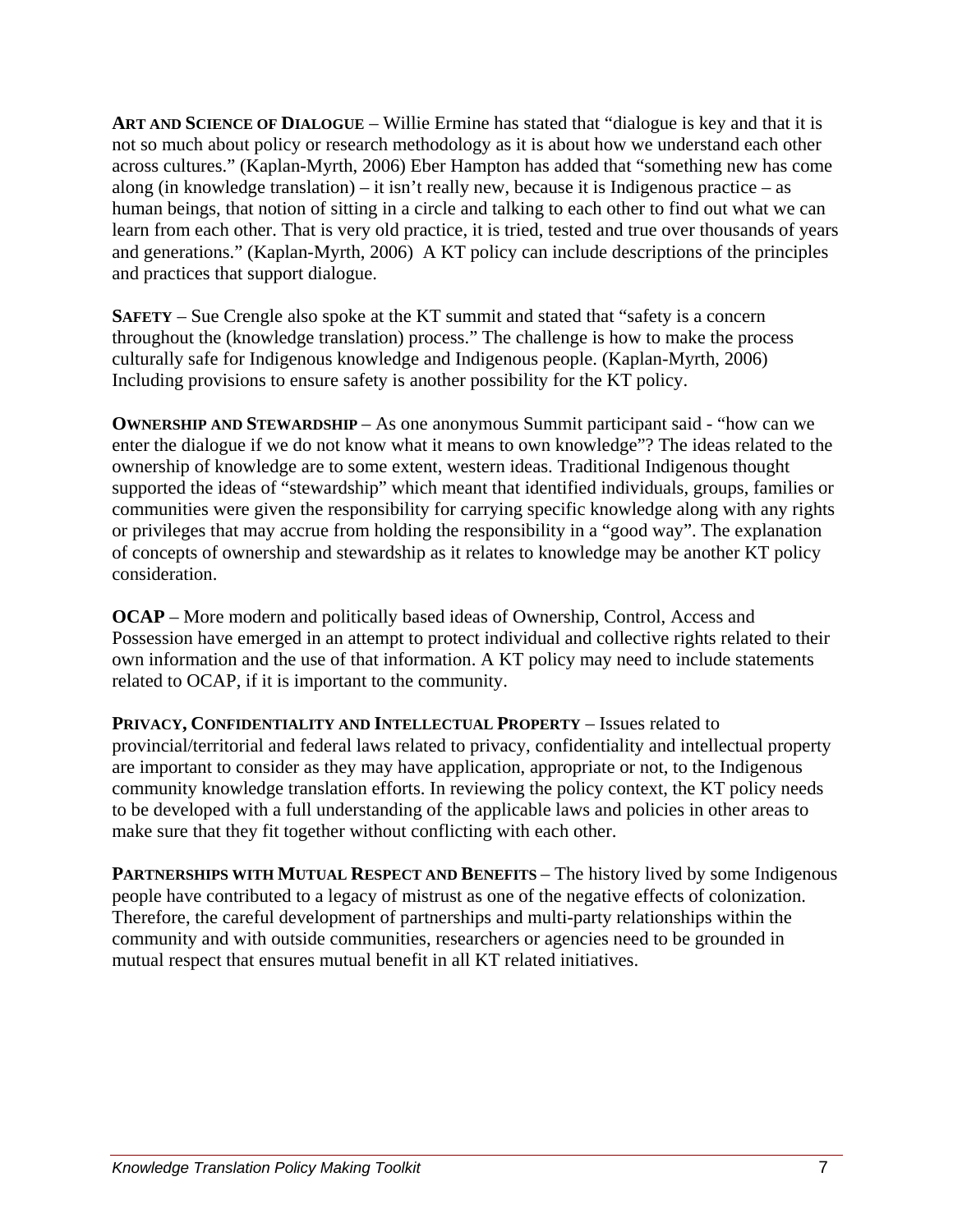**Art and Science of Dialogue** – Willie Ermine has stated that "dialogue is key and that it is not so much about policy or research methodology as it is about how we understand each other across cultures." (Kaplan-Myrth, 2006) Eber Hampton has added that "something new has come along (in knowledge translation) – it isn't really new, because it is Indigenous practice – as human beings, that notion of sitting in a circle and talking to each other to find out what we can learn from each other. That is very old practice, it is tried, tested and true over thousands of years and generations." (Kaplan-Myrth, 2006) A KT policy can include descriptions of the principles and practices that support dialogue.

**Safety** – Sue Crengle also spoke at the KT summit and stated that "safety is a concern throughout the (knowledge translation) process." The challenge is how to make the process culturally safe for Indigenous knowledge and Indigenous people. (Kaplan-Myrth, 2006) Including provisions to ensure safety is another possibility for the KT policy.

**Ownership and Stewardship** – As one anonymous Summit participant said - "how can we enter the dialogue if we do not know what it means to own knowledge"? The ideas related to the ownership of knowledge are to some extent, western ideas. Traditional Indigenous thought supported the ideas of "stewardship" which meant that identified individuals, groups, families or communities were given the responsibility for carrying specific knowledge along with any rights or privileges that may accrue from holding the responsibility in a "good way". The explanation of concepts of ownership and stewardship as it relates to knowledge may be another KT policy consideration.

**OCAP** – More modern and politically based ideas of Ownership, Control, Access and Possession have emerged in an attempt to protect individual and collective rights related to their own information and the use of that information. A KT policy may need to include statements related to OCAP, if it is important to the community.

**Privacy, Confidentiality and Intellectual Property** – Issues related to provincial/territorial and federal laws related to privacy, confidentiality and intellectual property are important to consider as they may have application, appropriate or not, to the Indigenous community knowledge translation efforts. In reviewing the policy context, the KT policy needs to be developed with a full understanding of the applicable laws and policies in other areas to make sure that they fit together without conflicting with each other.

**Partnerships with Mutual Respect and Benefits** – The history lived by some Indigenous people have contributed to a legacy of mistrust as one of the negative effects of colonization. Therefore, the careful development of partnerships and multi-party relationships within the community and with outside communities, researchers or agencies need to be grounded in mutual respect that ensures mutual benefit in all KT related initiatives.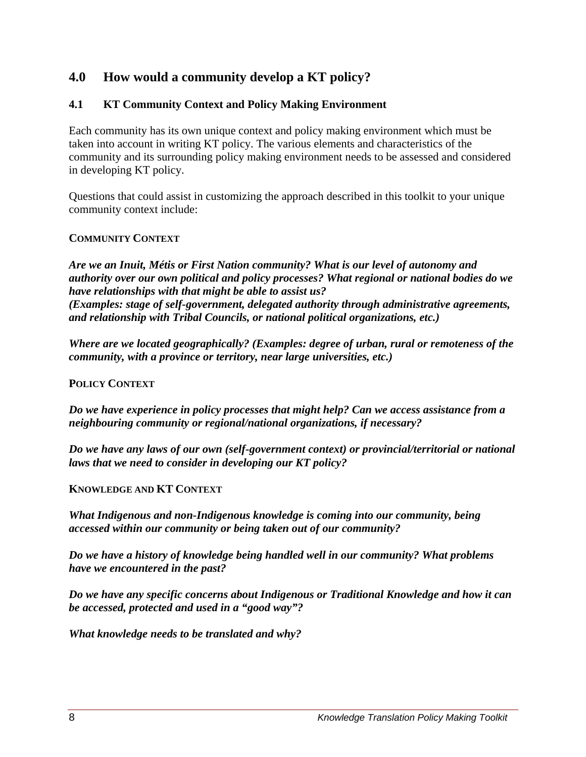## 4.0 How would a community develop a KT policy?

### 4.1 KT Community Context and Policy Making Environment

Each community has its own unique context and policy making environment which must be taken into account in writing KT policy. The various elements and characteristics of the community and its surrounding policy making environment needs to be assessed and considered in developing KT policy.

Questions that could assist in customizing the approach described in this toolkit to your unique community context include:

**COMMUNITY CONTEXT**

***Are we an Inuit, Métis or First Nation community? What is our level of autonomy and authority over our own political and policy processes? What regional or national bodies do we have relationships with that might be able to assist us?***
***(Examples: stage of self-government, delegated authority through administrative agreements, and relationship with Tribal Councils, or national political organizations, etc.)***

***Where are we located geographically? (Examples: degree of urban, rural or remoteness of the community, with a province or territory, near large universities, etc.)***

**POLICY CONTEXT**

***Do we have experience in policy processes that might help? Can we access assistance from a neighbouring community or regional/national organizations, if necessary?***

***Do we have any laws of our own (self-government context) or provincial/territorial or national laws that we need to consider in developing our KT policy?***

**KNOWLEDGE AND KT CONTEXT**

***What Indigenous and non-Indigenous knowledge is coming into our community, being accessed within our community or being taken out of our community?***

***Do we have a history of knowledge being handled well in our community? What problems have we encountered in the past?***

***Do we have any specific concerns about Indigenous or Traditional Knowledge and how it can be accessed, protected and used in a "good way"?***

***What knowledge needs to be translated and why?***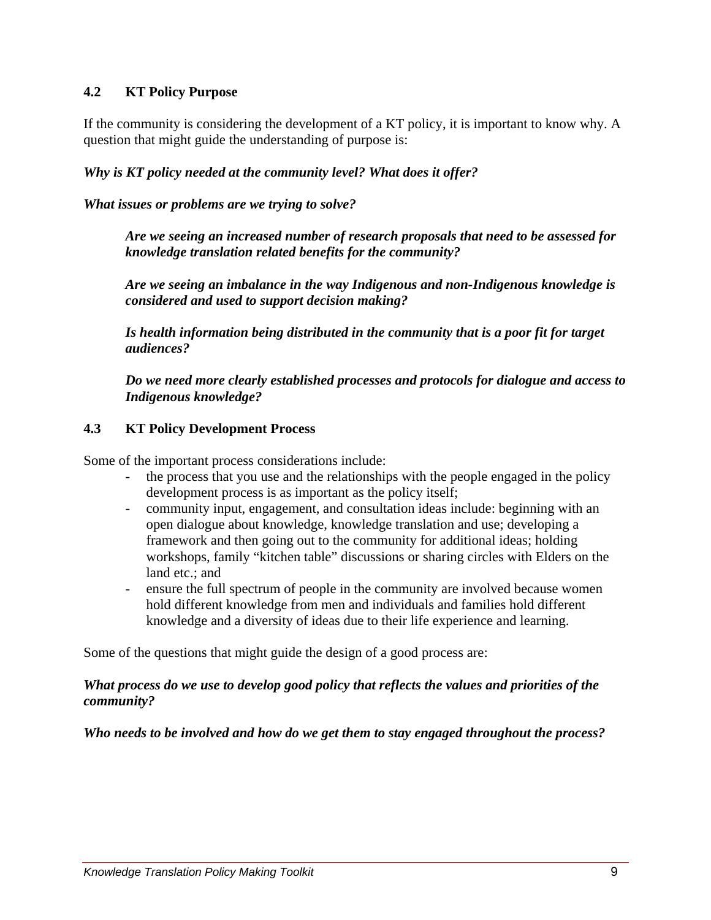## 4.2 KT Policy Purpose

If the community is considering the development of a KT policy, it is important to know why. A question that might guide the understanding of purpose is:

***Why is KT policy needed at the community level? What does it offer?***

***What issues or problems are we trying to solve?***

> ***Are we seeing an increased number of research proposals that need to be assessed for knowledge translation related benefits for the community?***
>
> ***Are we seeing an imbalance in the way Indigenous and non-Indigenous knowledge is considered and used to support decision making?***
>
> ***Is health information being distributed in the community that is a poor fit for target audiences?***
>
> ***Do we need more clearly established processes and protocols for dialogue and access to Indigenous knowledge?***

## 4.3 KT Policy Development Process

Some of the important process considerations include:

- the process that you use and the relationships with the people engaged in the policy development process is as important as the policy itself;
- community input, engagement, and consultation ideas include: beginning with an open dialogue about knowledge, knowledge translation and use; developing a framework and then going out to the community for additional ideas; holding workshops, family "kitchen table" discussions or sharing circles with Elders on the land etc.; and
- ensure the full spectrum of people in the community are involved because women hold different knowledge from men and individuals and families hold different knowledge and a diversity of ideas due to their life experience and learning.

Some of the questions that might guide the design of a good process are:

***What process do we use to develop good policy that reflects the values and priorities of the community?***

***Who needs to be involved and how do we get them to stay engaged throughout the process?***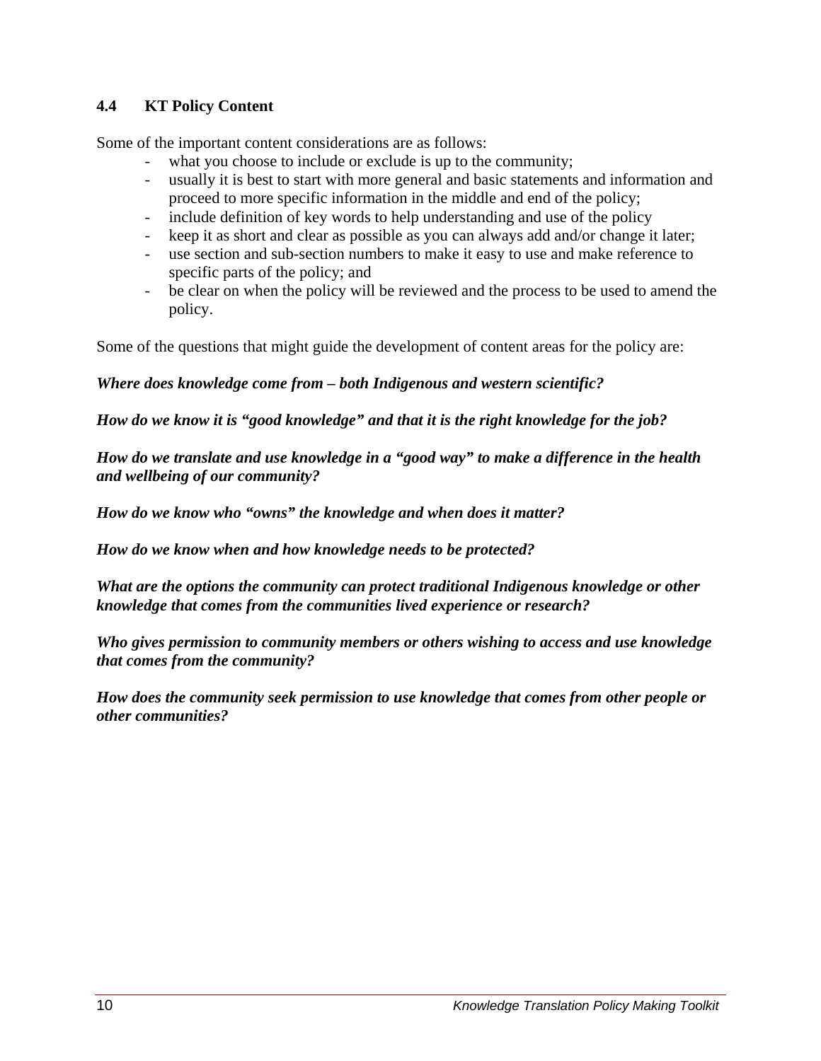### 4.4 KT Policy Content

Some of the important content considerations are as follows:

- what you choose to include or exclude is up to the community;
- usually it is best to start with more general and basic statements and information and proceed to more specific information in the middle and end of the policy;
- include definition of key words to help understanding and use of the policy
- keep it as short and clear as possible as you can always add and/or change it later;
- use section and sub-section numbers to make it easy to use and make reference to specific parts of the policy; and
- be clear on when the policy will be reviewed and the process to be used to amend the policy.

Some of the questions that might guide the development of content areas for the policy are:

***Where does knowledge come from – both Indigenous and western scientific?***

***How do we know it is "good knowledge" and that it is the right knowledge for the job?***

***How do we translate and use knowledge in a "good way" to make a difference in the health and wellbeing of our community?***

***How do we know who "owns" the knowledge and when does it matter?***

***How do we know when and how knowledge needs to be protected?***

***What are the options the community can protect traditional Indigenous knowledge or other knowledge that comes from the communities lived experience or research?***

***Who gives permission to community members or others wishing to access and use knowledge that comes from the community?***

***How does the community seek permission to use knowledge that comes from other people or other communities?***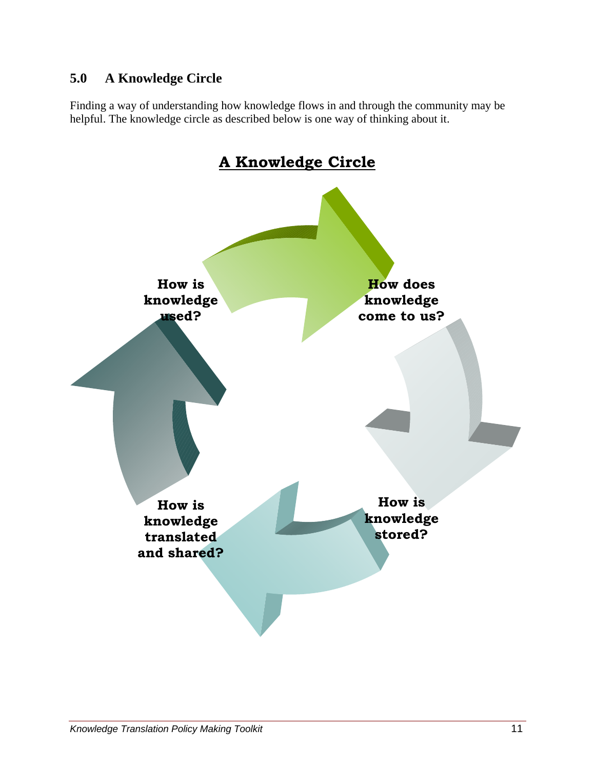## 5.0 A Knowledge Circle

Finding a way of understanding how knowledge flows in and through the community may be helpful. The knowledge circle as described below is one way of thinking about it.

**A Knowledge Circle**

**How does knowledge come to us?**

**How is knowledge stored?**

**How is knowledge translated and shared?**

**How is knowledge used?**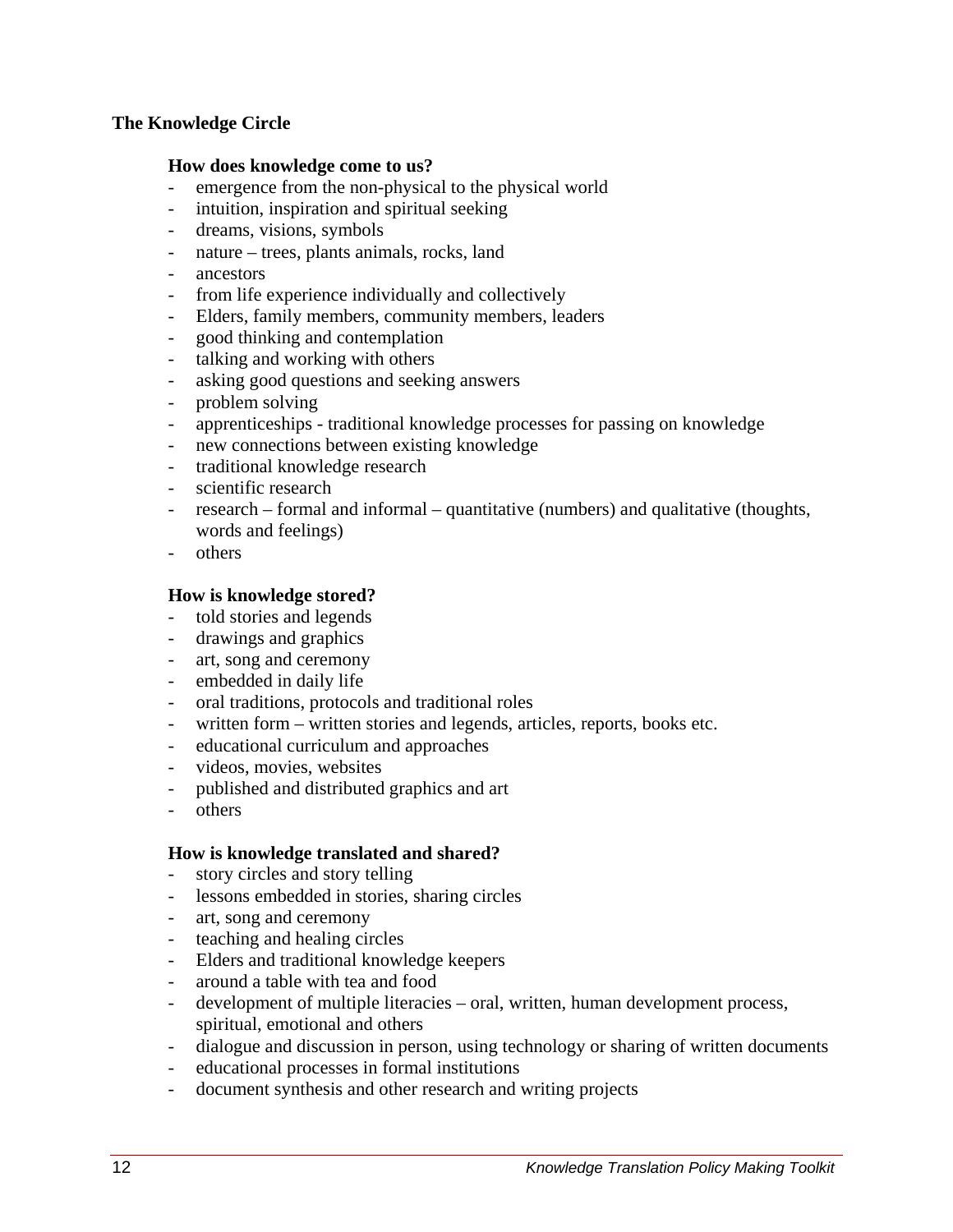### The Knowledge Circle

**How does knowledge come to us?**

- emergence from the non-physical to the physical world
- intuition, inspiration and spiritual seeking
- dreams, visions, symbols
- nature – trees, plants animals, rocks, land
- ancestors
- from life experience individually and collectively
- Elders, family members, community members, leaders
- good thinking and contemplation
- talking and working with others
- asking good questions and seeking answers
- problem solving
- apprenticeships - traditional knowledge processes for passing on knowledge
- new connections between existing knowledge
- traditional knowledge research
- scientific research
- research – formal and informal – quantitative (numbers) and qualitative (thoughts, words and feelings)
- others

**How is knowledge stored?**

- told stories and legends
- drawings and graphics
- art, song and ceremony
- embedded in daily life
- oral traditions, protocols and traditional roles
- written form – written stories and legends, articles, reports, books etc.
- educational curriculum and approaches
- videos, movies, websites
- published and distributed graphics and art
- others

**How is knowledge translated and shared?**

- story circles and story telling
- lessons embedded in stories, sharing circles
- art, song and ceremony
- teaching and healing circles
- Elders and traditional knowledge keepers
- around a table with tea and food
- development of multiple literacies – oral, written, human development process, spiritual, emotional and others
- dialogue and discussion in person, using technology or sharing of written documents
- educational processes in formal institutions
- document synthesis and other research and writing projects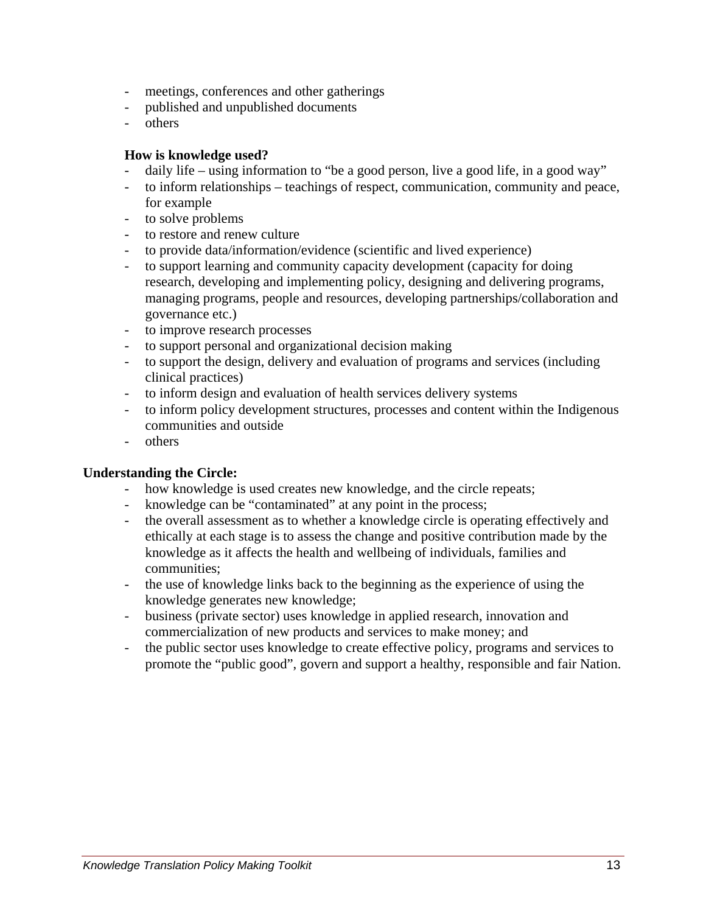- meetings, conferences and other gatherings
- published and unpublished documents
- others

**How is knowledge used?**

- daily life – using information to "be a good person, live a good life, in a good way"
- to inform relationships – teachings of respect, communication, community and peace, for example
- to solve problems
- to restore and renew culture
- to provide data/information/evidence (scientific and lived experience)
- to support learning and community capacity development (capacity for doing research, developing and implementing policy, designing and delivering programs, managing programs, people and resources, developing partnerships/collaboration and governance etc.)
- to improve research processes
- to support personal and organizational decision making
- to support the design, delivery and evaluation of programs and services (including clinical practices)
- to inform design and evaluation of health services delivery systems
- to inform policy development structures, processes and content within the Indigenous communities and outside
- others

**Understanding the Circle:**

- how knowledge is used creates new knowledge, and the circle repeats;
- knowledge can be "contaminated" at any point in the process;
- the overall assessment as to whether a knowledge circle is operating effectively and ethically at each stage is to assess the change and positive contribution made by the knowledge as it affects the health and wellbeing of individuals, families and communities;
- the use of knowledge links back to the beginning as the experience of using the knowledge generates new knowledge;
- business (private sector) uses knowledge in applied research, innovation and commercialization of new products and services to make money; and
- the public sector uses knowledge to create effective policy, programs and services to promote the "public good", govern and support a healthy, responsible and fair Nation.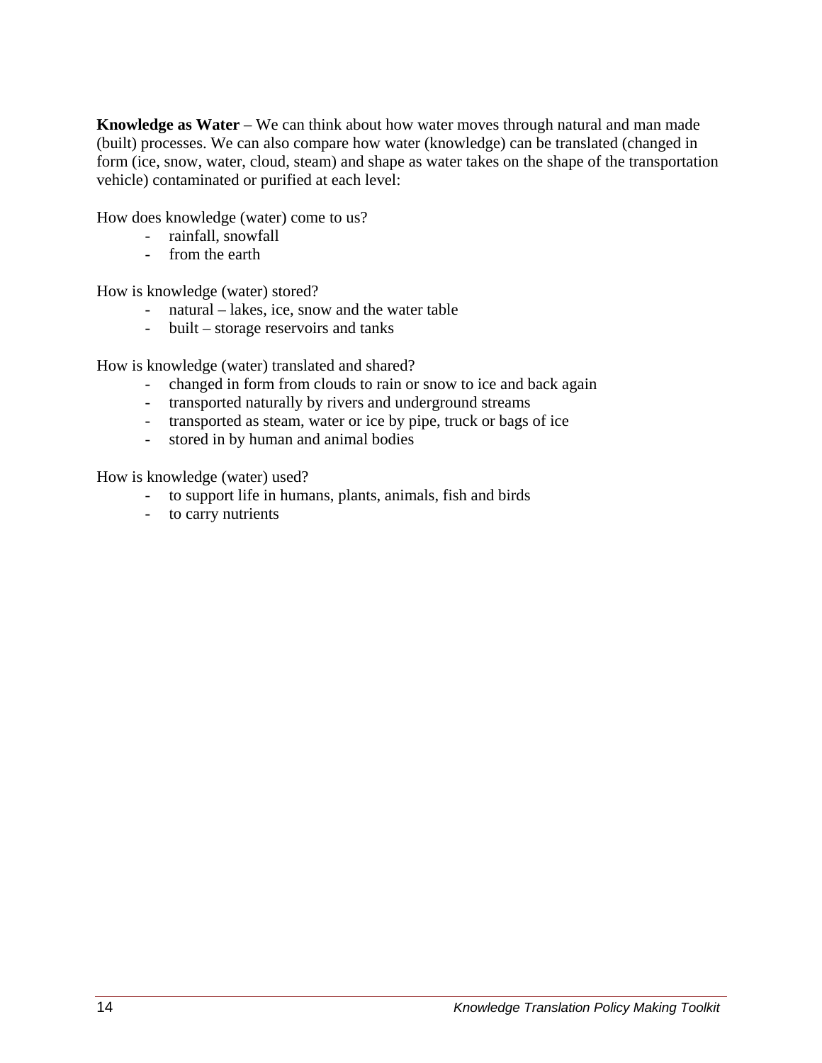**Knowledge as Water** – We can think about how water moves through natural and man made (built) processes. We can also compare how water (knowledge) can be translated (changed in form (ice, snow, water, cloud, steam) and shape as water takes on the shape of the transportation vehicle) contaminated or purified at each level:

How does knowledge (water) come to us?

- rainfall, snowfall
- from the earth

How is knowledge (water) stored?

- natural – lakes, ice, snow and the water table
- built – storage reservoirs and tanks

How is knowledge (water) translated and shared?

- changed in form from clouds to rain or snow to ice and back again
- transported naturally by rivers and underground streams
- transported as steam, water or ice by pipe, truck or bags of ice
- stored in by human and animal bodies

How is knowledge (water) used?

- to support life in humans, plants, animals, fish and birds
- to carry nutrients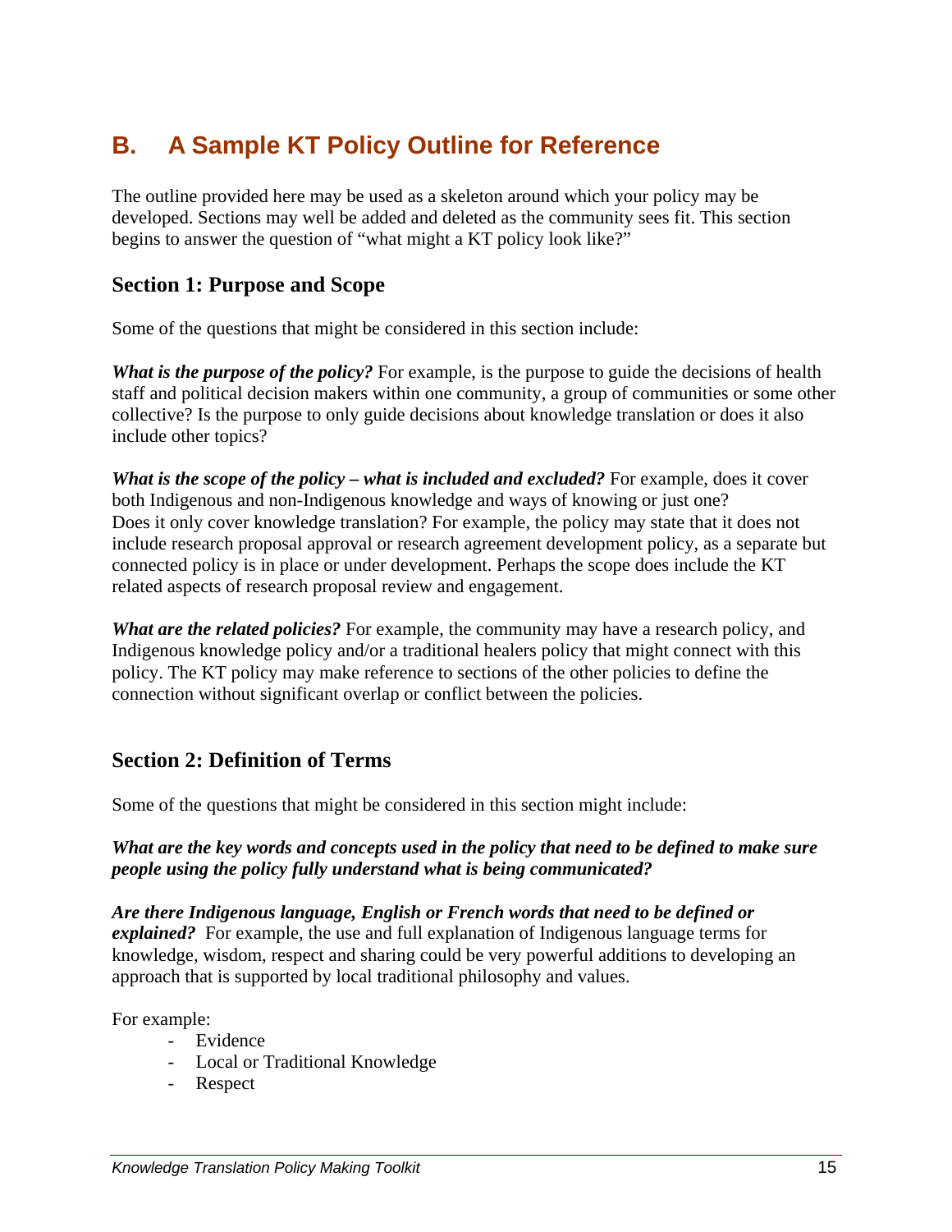## B. A Sample KT Policy Outline for Reference

The outline provided here may be used as a skeleton around which your policy may be developed. Sections may well be added and deleted as the community sees fit. This section begins to answer the question of "what might a KT policy look like?"

### Section 1: Purpose and Scope

Some of the questions that might be considered in this section include:

***What is the purpose of the policy?*** For example, is the purpose to guide the decisions of health staff and political decision makers within one community, a group of communities or some other collective? Is the purpose to only guide decisions about knowledge translation or does it also include other topics?

***What is the scope of the policy – what is included and excluded?*** For example, does it cover both Indigenous and non-Indigenous knowledge and ways of knowing or just one? Does it only cover knowledge translation? For example, the policy may state that it does not include research proposal approval or research agreement development policy, as a separate but connected policy is in place or under development. Perhaps the scope does include the KT related aspects of research proposal review and engagement.

***What are the related policies?*** For example, the community may have a research policy, and Indigenous knowledge policy and/or a traditional healers policy that might connect with this policy. The KT policy may make reference to sections of the other policies to define the connection without significant overlap or conflict between the policies.

### Section 2: Definition of Terms

Some of the questions that might be considered in this section might include:

***What are the key words and concepts used in the policy that need to be defined to make sure people using the policy fully understand what is being communicated?***

***Are there Indigenous language, English or French words that need to be defined or explained?*** For example, the use and full explanation of Indigenous language terms for knowledge, wisdom, respect and sharing could be very powerful additions to developing an approach that is supported by local traditional philosophy and values.

For example:

- Evidence
- Local or Traditional Knowledge
- Respect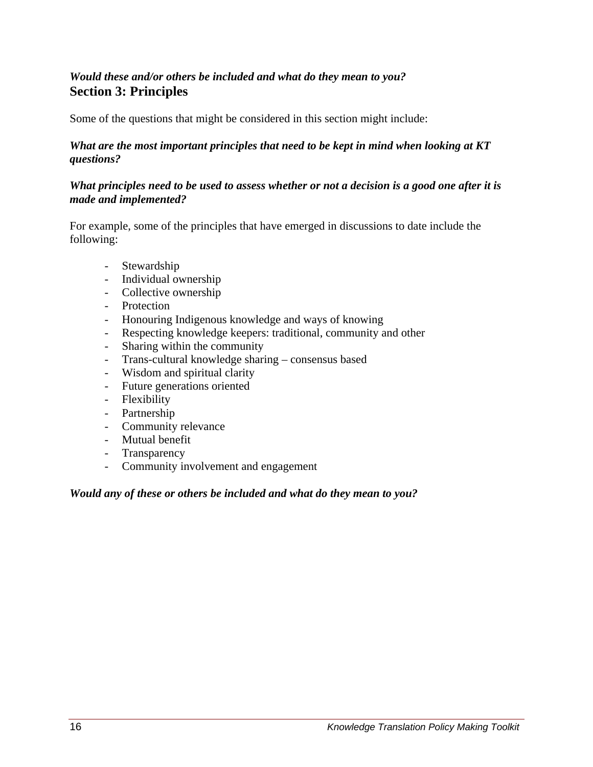***Would these and/or others be included and what do they mean to you?***

## Section 3: Principles

Some of the questions that might be considered in this section might include:

***What are the most important principles that need to be kept in mind when looking at KT questions?***

***What principles need to be used to assess whether or not a decision is a good one after it is made and implemented?***

For example, some of the principles that have emerged in discussions to date include the following:

- Stewardship
- Individual ownership
- Collective ownership
- Protection
- Honouring Indigenous knowledge and ways of knowing
- Respecting knowledge keepers: traditional, community and other
- Sharing within the community
- Trans-cultural knowledge sharing – consensus based
- Wisdom and spiritual clarity
- Future generations oriented
- Flexibility
- Partnership
- Community relevance
- Mutual benefit
- Transparency
- Community involvement and engagement

***Would any of these or others be included and what do they mean to you?***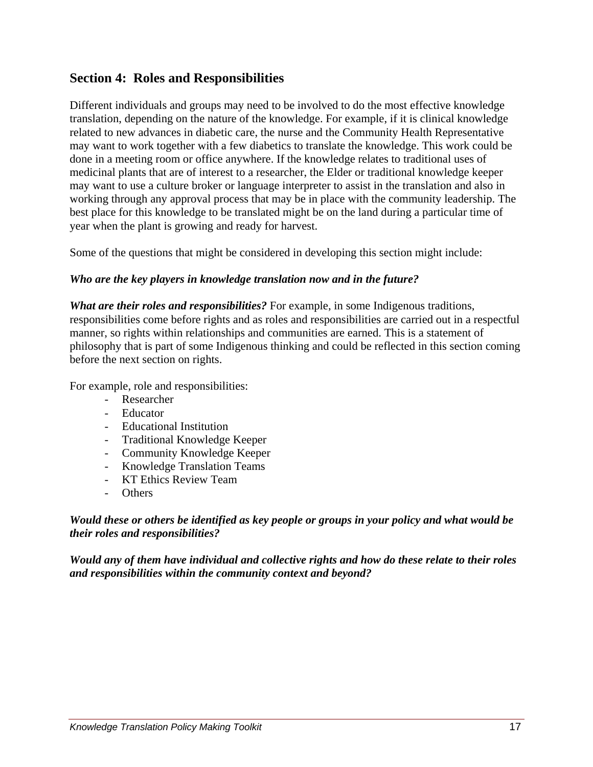## Section 4: Roles and Responsibilities

Different individuals and groups may need to be involved to do the most effective knowledge translation, depending on the nature of the knowledge. For example, if it is clinical knowledge related to new advances in diabetic care, the nurse and the Community Health Representative may want to work together with a few diabetics to translate the knowledge. This work could be done in a meeting room or office anywhere. If the knowledge relates to traditional uses of medicinal plants that are of interest to a researcher, the Elder or traditional knowledge keeper may want to use a culture broker or language interpreter to assist in the translation and also in working through any approval process that may be in place with the community leadership. The best place for this knowledge to be translated might be on the land during a particular time of year when the plant is growing and ready for harvest.

Some of the questions that might be considered in developing this section might include:

***Who are the key players in knowledge translation now and in the future?***

***What are their roles and responsibilities?*** For example, in some Indigenous traditions, responsibilities come before rights and as roles and responsibilities are carried out in a respectful manner, so rights within relationships and communities are earned. This is a statement of philosophy that is part of some Indigenous thinking and could be reflected in this section coming before the next section on rights.

For example, role and responsibilities:

- Researcher
- Educator
- Educational Institution
- Traditional Knowledge Keeper
- Community Knowledge Keeper
- Knowledge Translation Teams
- KT Ethics Review Team
- Others

***Would these or others be identified as key people or groups in your policy and what would be their roles and responsibilities?***

***Would any of them have individual and collective rights and how do these relate to their roles and responsibilities within the community context and beyond?***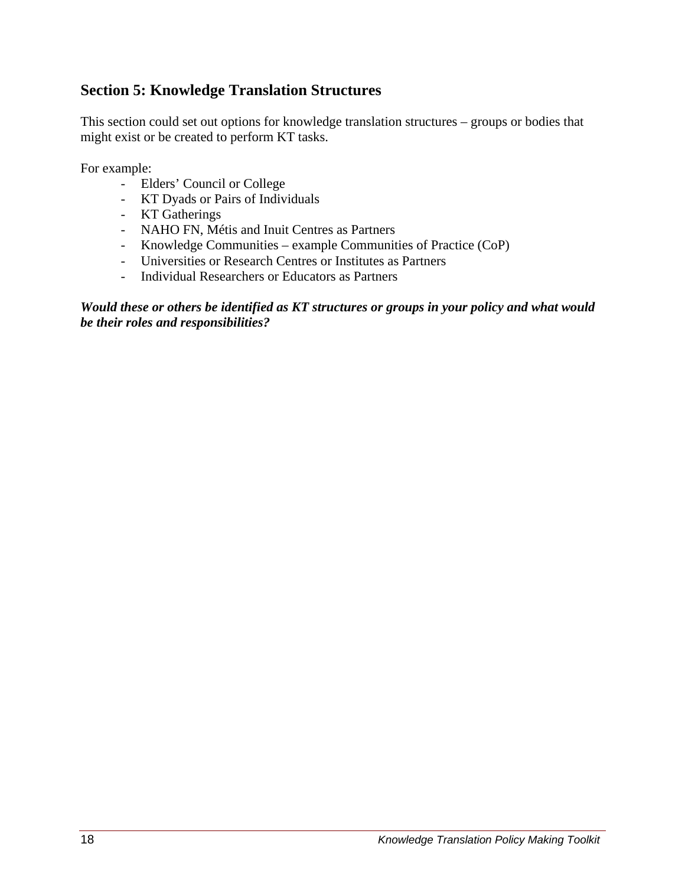## Section 5: Knowledge Translation Structures

This section could set out options for knowledge translation structures – groups or bodies that might exist or be created to perform KT tasks.

For example:

- Elders' Council or College
- KT Dyads or Pairs of Individuals
- KT Gatherings
- NAHO FN, Métis and Inuit Centres as Partners
- Knowledge Communities – example Communities of Practice (CoP)
- Universities or Research Centres or Institutes as Partners
- Individual Researchers or Educators as Partners

***Would these or others be identified as KT structures or groups in your policy and what would be their roles and responsibilities?***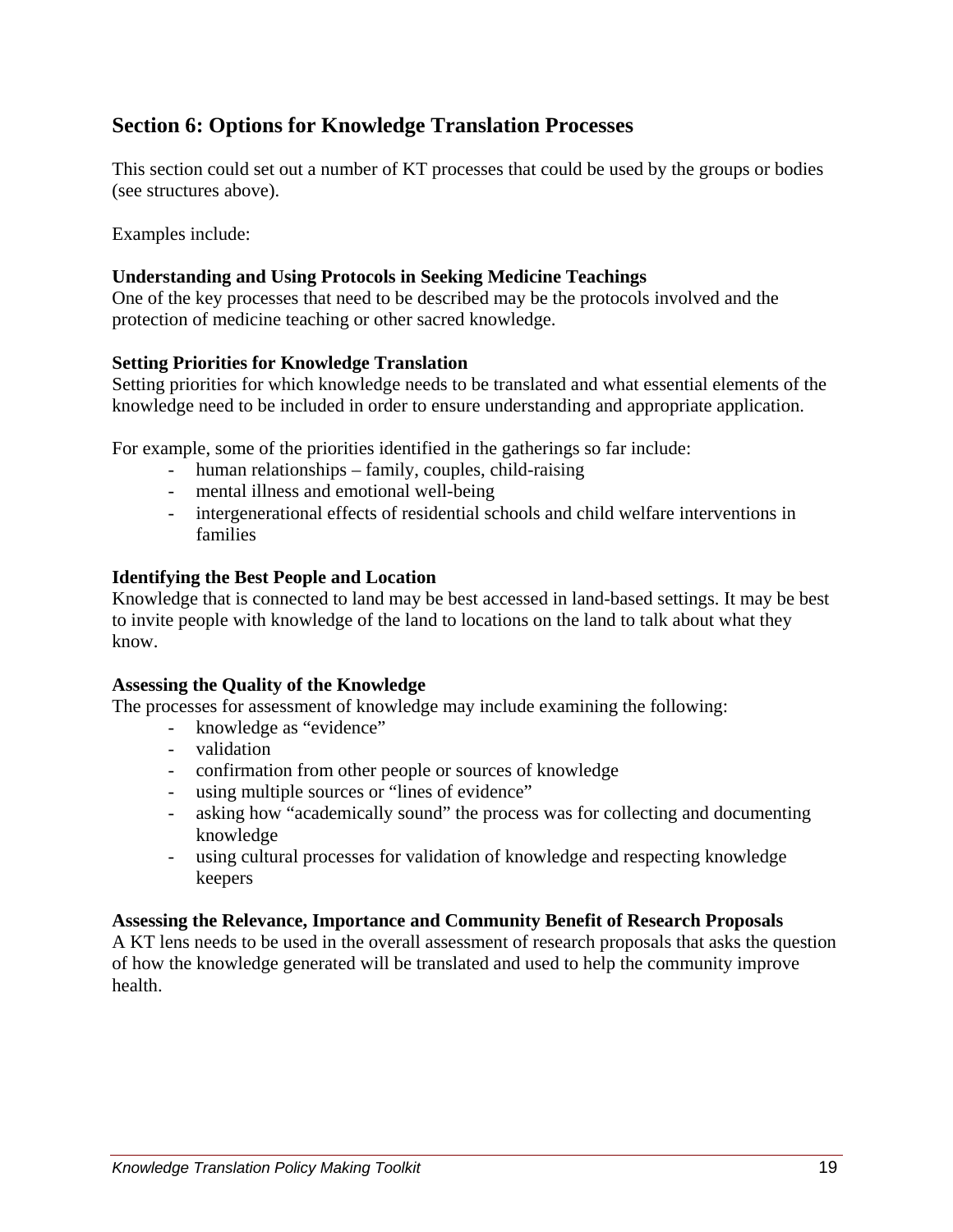## Section 6: Options for Knowledge Translation Processes

This section could set out a number of KT processes that could be used by the groups or bodies (see structures above).

Examples include:

**Understanding and Using Protocols in Seeking Medicine Teachings**
One of the key processes that need to be described may be the protocols involved and the protection of medicine teaching or other sacred knowledge.

**Setting Priorities for Knowledge Translation**
Setting priorities for which knowledge needs to be translated and what essential elements of the knowledge need to be included in order to ensure understanding and appropriate application.

For example, some of the priorities identified in the gatherings so far include:

- human relationships – family, couples, child-raising
- mental illness and emotional well-being
- intergenerational effects of residential schools and child welfare interventions in families

**Identifying the Best People and Location**
Knowledge that is connected to land may be best accessed in land-based settings. It may be best to invite people with knowledge of the land to locations on the land to talk about what they know.

**Assessing the Quality of the Knowledge**
The processes for assessment of knowledge may include examining the following:

- knowledge as "evidence"
- validation
- confirmation from other people or sources of knowledge
- using multiple sources or "lines of evidence"
- asking how "academically sound" the process was for collecting and documenting knowledge
- using cultural processes for validation of knowledge and respecting knowledge keepers

**Assessing the Relevance, Importance and Community Benefit of Research Proposals**
A KT lens needs to be used in the overall assessment of research proposals that asks the question of how the knowledge generated will be translated and used to help the community improve health.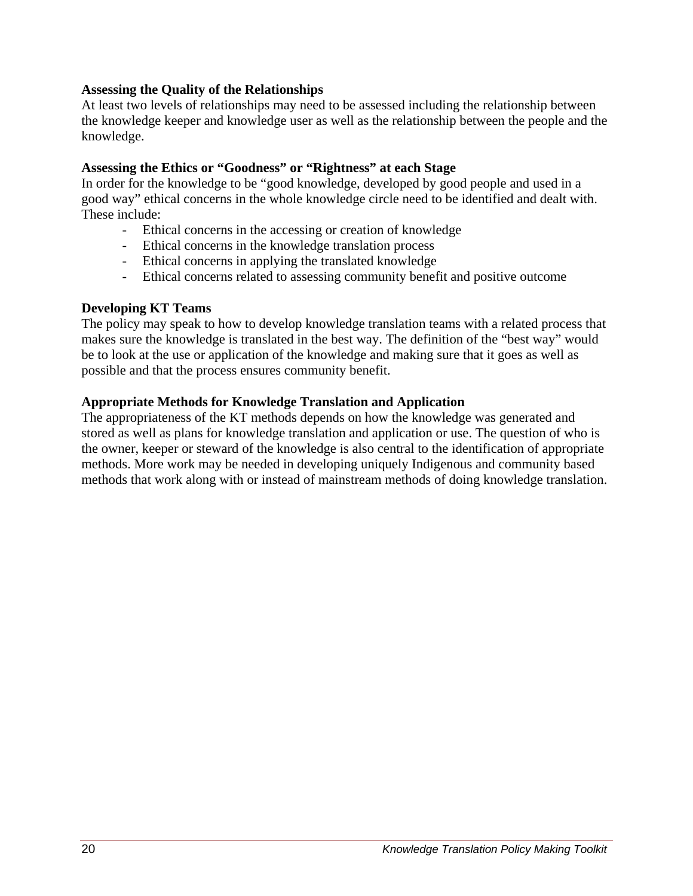**Assessing the Quality of the Relationships**

At least two levels of relationships may need to be assessed including the relationship between the knowledge keeper and knowledge user as well as the relationship between the people and the knowledge.

**Assessing the Ethics or "Goodness" or "Rightness" at each Stage**

In order for the knowledge to be "good knowledge, developed by good people and used in a good way" ethical concerns in the whole knowledge circle need to be identified and dealt with. These include:

- Ethical concerns in the accessing or creation of knowledge
- Ethical concerns in the knowledge translation process
- Ethical concerns in applying the translated knowledge
- Ethical concerns related to assessing community benefit and positive outcome

**Developing KT Teams**

The policy may speak to how to develop knowledge translation teams with a related process that makes sure the knowledge is translated in the best way. The definition of the "best way" would be to look at the use or application of the knowledge and making sure that it goes as well as possible and that the process ensures community benefit.

**Appropriate Methods for Knowledge Translation and Application**

The appropriateness of the KT methods depends on how the knowledge was generated and stored as well as plans for knowledge translation and application or use. The question of who is the owner, keeper or steward of the knowledge is also central to the identification of appropriate methods. More work may be needed in developing uniquely Indigenous and community based methods that work along with or instead of mainstream methods of doing knowledge translation.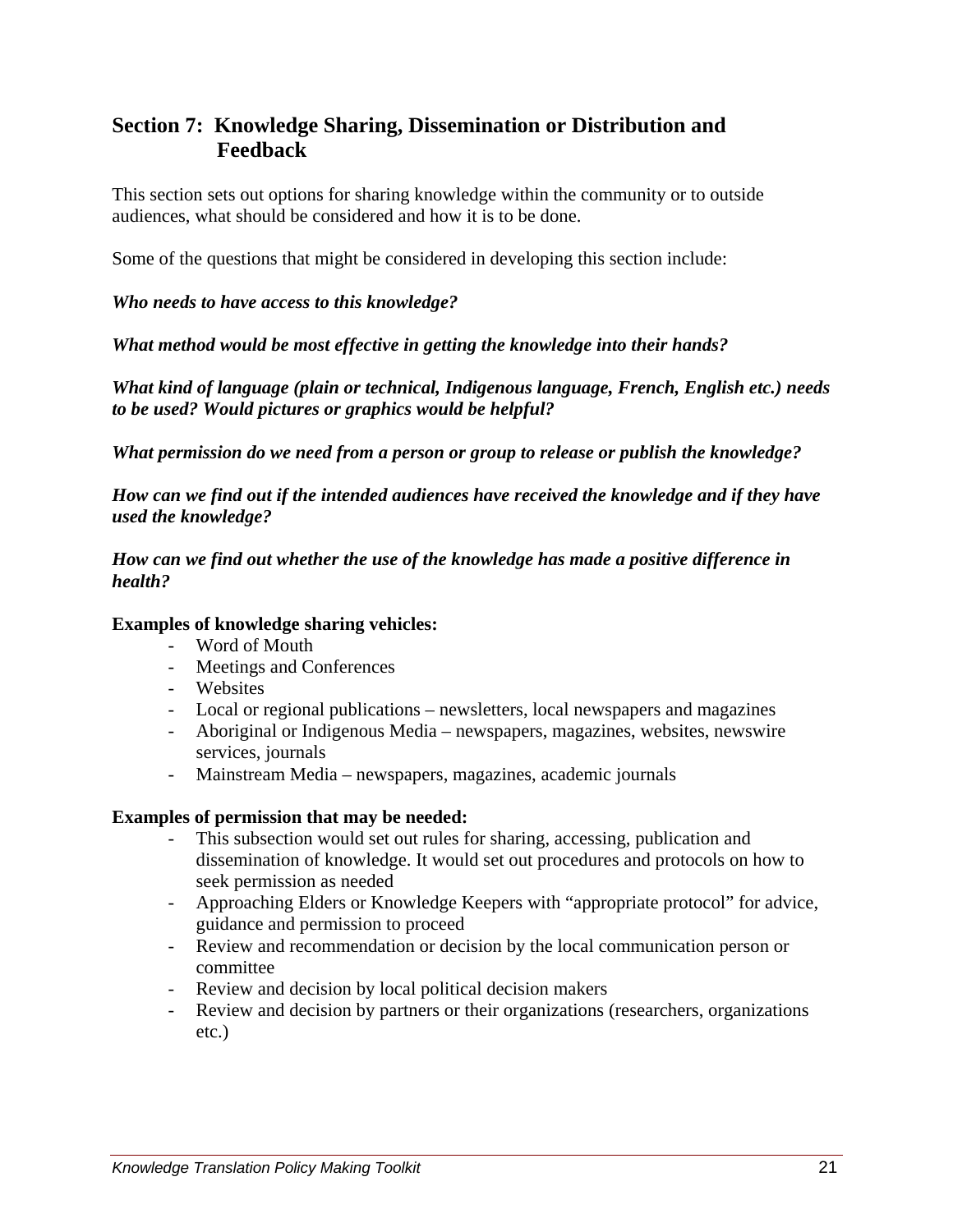## Section 7: Knowledge Sharing, Dissemination or Distribution and Feedback

This section sets out options for sharing knowledge within the community or to outside audiences, what should be considered and how it is to be done.

Some of the questions that might be considered in developing this section include:

***Who needs to have access to this knowledge?***

***What method would be most effective in getting the knowledge into their hands?***

***What kind of language (plain or technical, Indigenous language, French, English etc.) needs to be used? Would pictures or graphics would be helpful?***

***What permission do we need from a person or group to release or publish the knowledge?***

***How can we find out if the intended audiences have received the knowledge and if they have used the knowledge?***

***How can we find out whether the use of the knowledge has made a positive difference in health?***

**Examples of knowledge sharing vehicles:**

- Word of Mouth
- Meetings and Conferences
- Websites
- Local or regional publications – newsletters, local newspapers and magazines
- Aboriginal or Indigenous Media – newspapers, magazines, websites, newswire services, journals
- Mainstream Media – newspapers, magazines, academic journals

**Examples of permission that may be needed:**

- This subsection would set out rules for sharing, accessing, publication and dissemination of knowledge. It would set out procedures and protocols on how to seek permission as needed
- Approaching Elders or Knowledge Keepers with "appropriate protocol" for advice, guidance and permission to proceed
- Review and recommendation or decision by the local communication person or committee
- Review and decision by local political decision makers
- Review and decision by partners or their organizations (researchers, organizations etc.)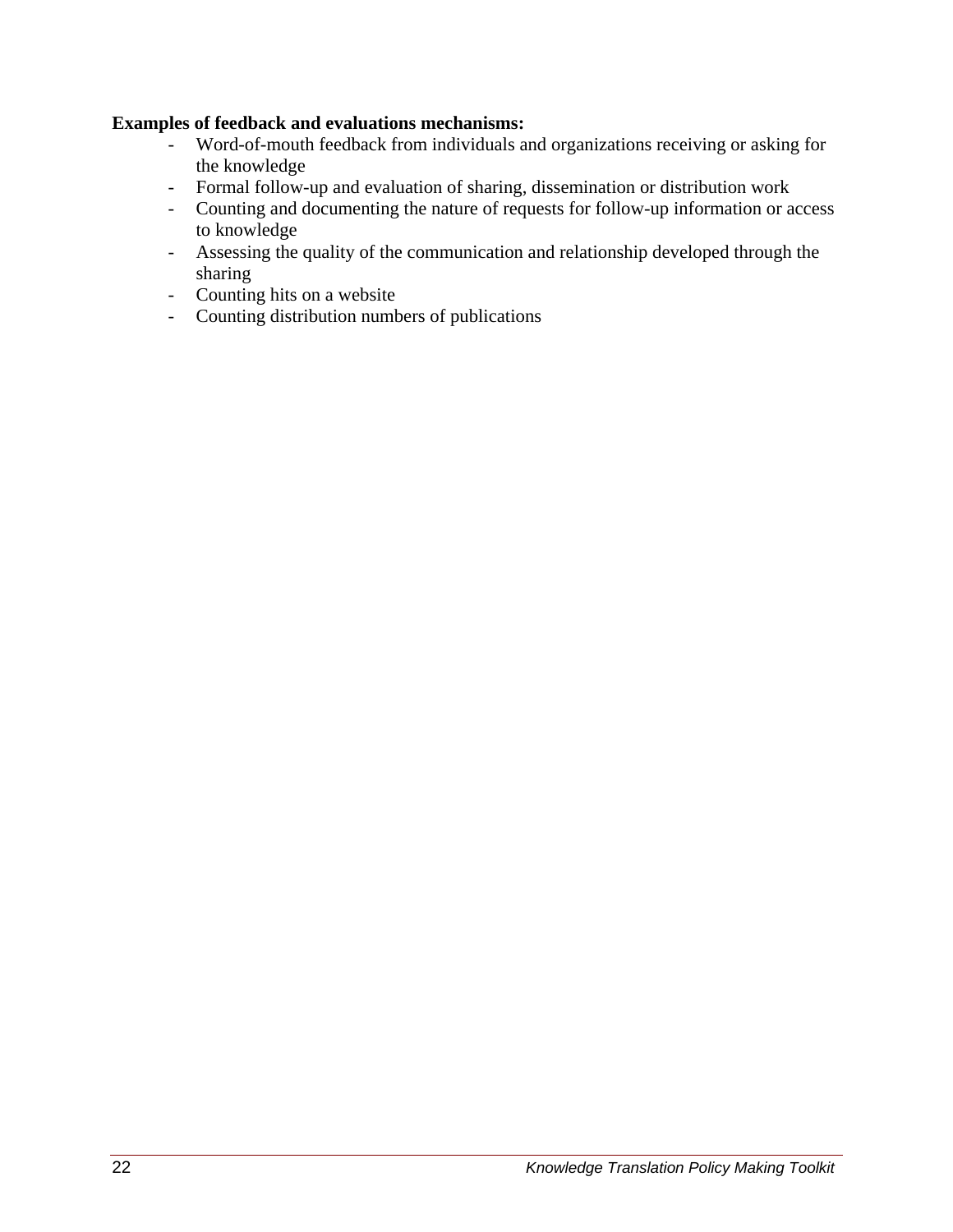**Examples of feedback and evaluations mechanisms:**

- Word-of-mouth feedback from individuals and organizations receiving or asking for the knowledge
- Formal follow-up and evaluation of sharing, dissemination or distribution work
- Counting and documenting the nature of requests for follow-up information or access to knowledge
- Assessing the quality of the communication and relationship developed through the sharing
- Counting hits on a website
- Counting distribution numbers of publications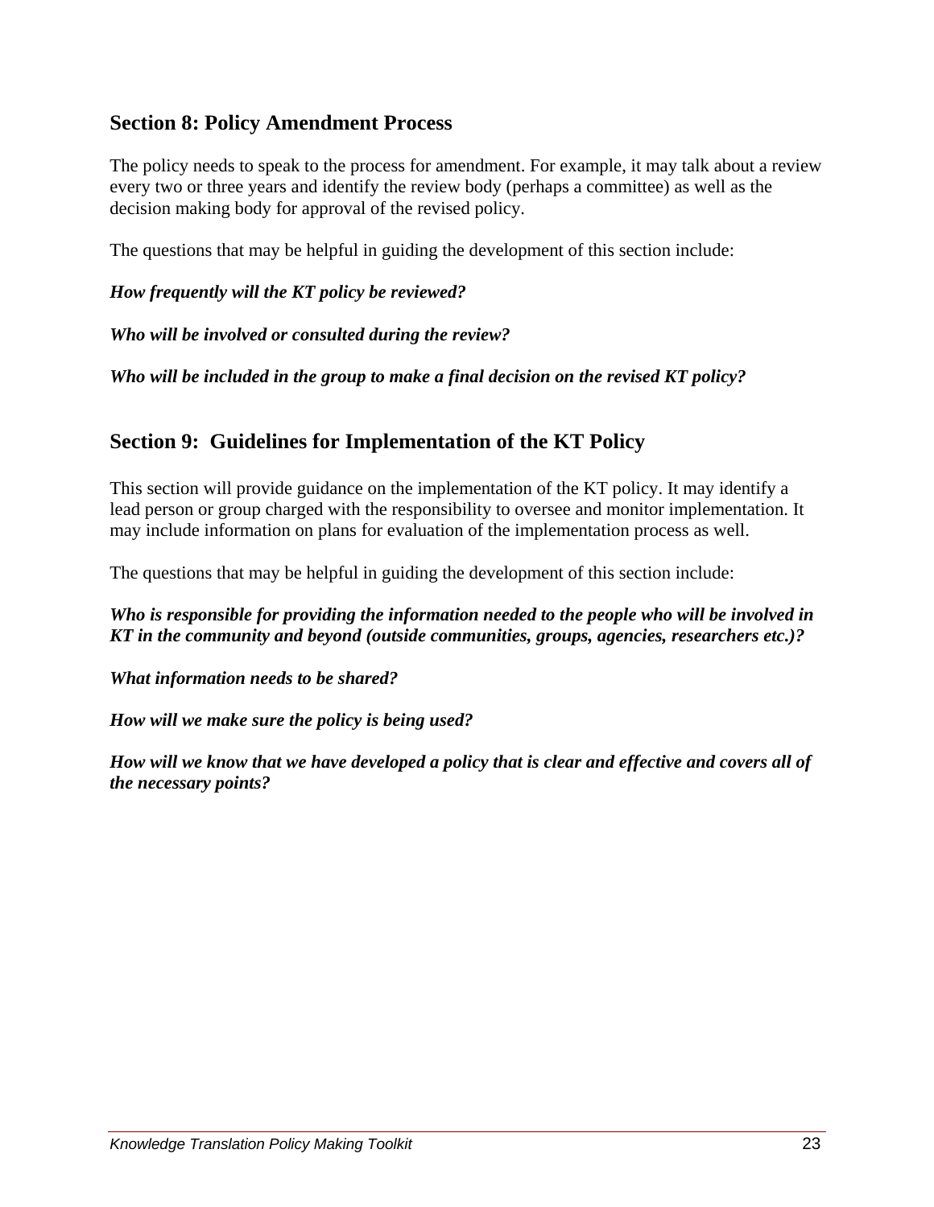## Section 8: Policy Amendment Process

The policy needs to speak to the process for amendment. For example, it may talk about a review every two or three years and identify the review body (perhaps a committee) as well as the decision making body for approval of the revised policy.

The questions that may be helpful in guiding the development of this section include:

***How frequently will the KT policy be reviewed?***

***Who will be involved or consulted during the review?***

***Who will be included in the group to make a final decision on the revised KT policy?***

## Section 9: Guidelines for Implementation of the KT Policy

This section will provide guidance on the implementation of the KT policy. It may identify a lead person or group charged with the responsibility to oversee and monitor implementation. It may include information on plans for evaluation of the implementation process as well.

The questions that may be helpful in guiding the development of this section include:

***Who is responsible for providing the information needed to the people who will be involved in KT in the community and beyond (outside communities, groups, agencies, researchers etc.)?***

***What information needs to be shared?***

***How will we make sure the policy is being used?***

***How will we know that we have developed a policy that is clear and effective and covers all of the necessary points?***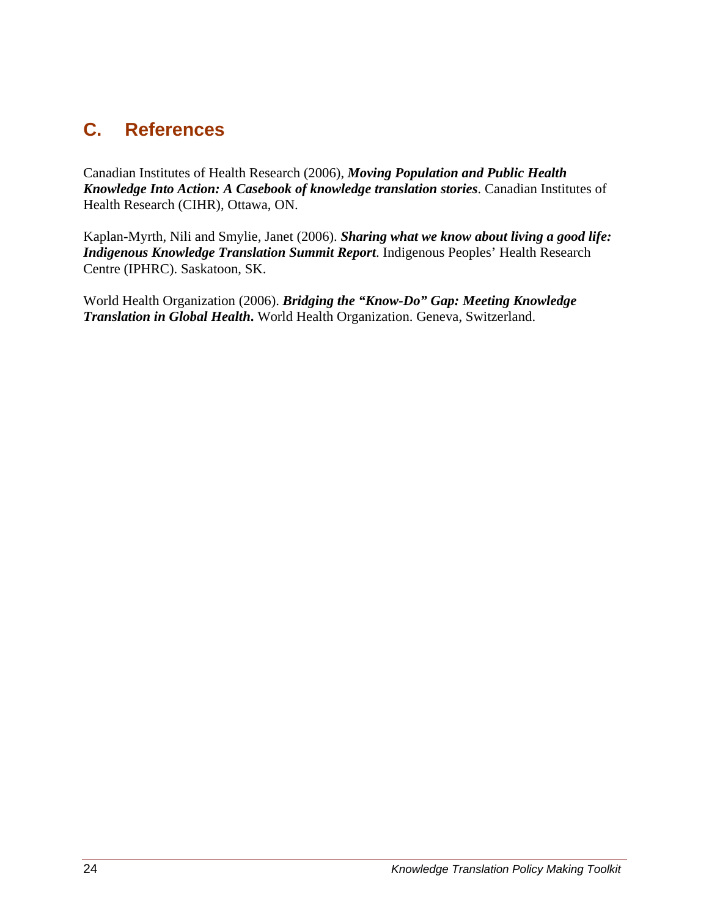## C. References

Canadian Institutes of Health Research (2006), ***Moving Population and Public Health Knowledge Into Action: A Casebook of knowledge translation stories***. Canadian Institutes of Health Research (CIHR), Ottawa, ON.

Kaplan-Myrth, Nili and Smylie, Janet (2006). ***Sharing what we know about living a good life: Indigenous Knowledge Translation Summit Report***. Indigenous Peoples' Health Research Centre (IPHRC). Saskatoon, SK.

World Health Organization (2006). ***Bridging the "Know-Do" Gap: Meeting Knowledge Translation in Global Health*.** World Health Organization. Geneva, Switzerland.